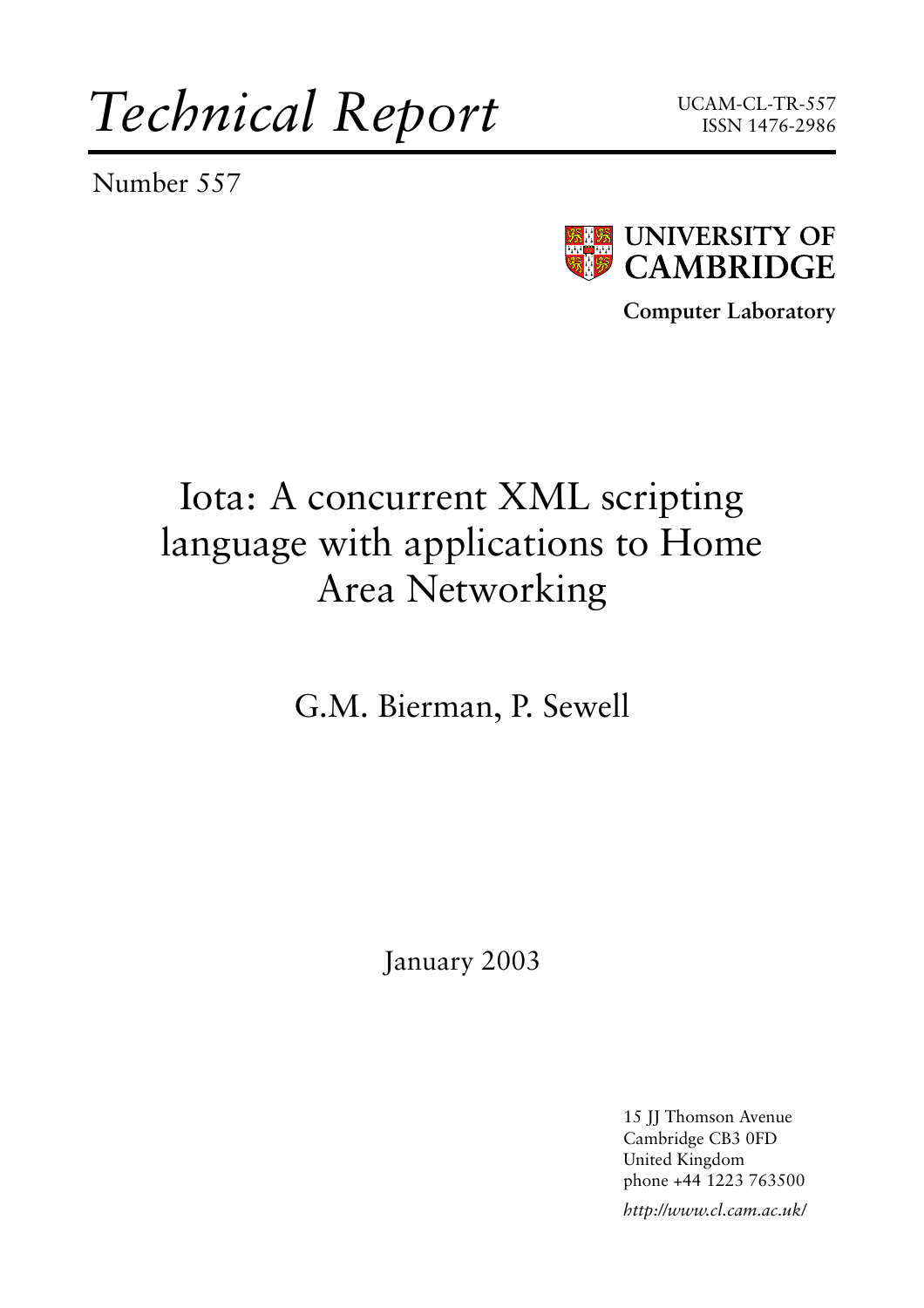# Technical Report

UCAM-CL-TR-557
ISSN 1476-2986

Number 557

**UNIVERSITY OF CAMBRIDGE**

**Computer Laboratory**

# Iota: A concurrent XML scripting language with applications to Home Area Networking

G.M. Bierman, P. Sewell

January 2003

15 JJ Thomson Avenue
Cambridge CB3 0FD
United Kingdom
phone +44 1223 763500

*http://www.cl.cam.ac.uk/*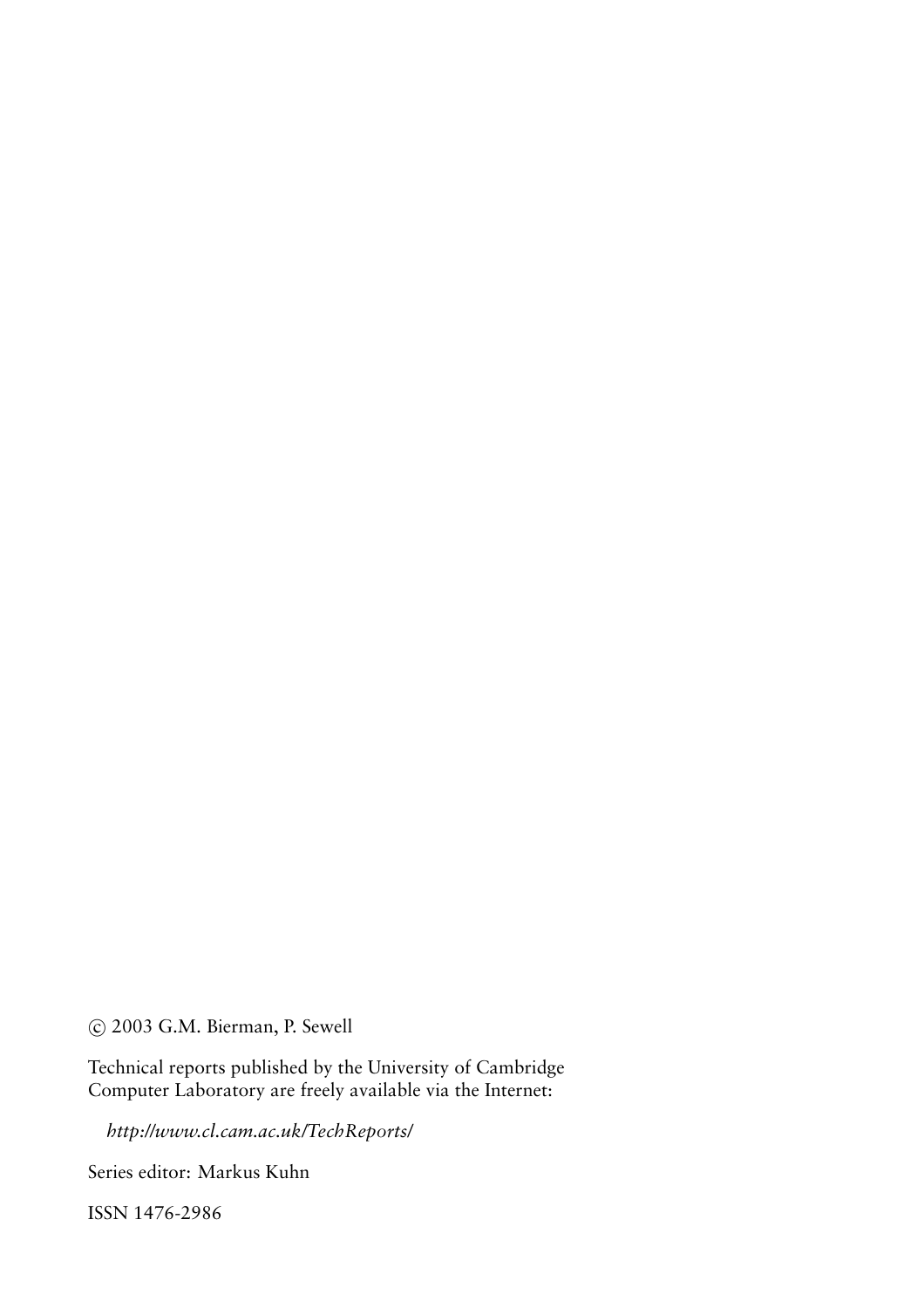© 2003 G.M. Bierman, P. Sewell

Technical reports published by the University of Cambridge Computer Laboratory are freely available via the Internet:

*http://www.cl.cam.ac.uk/TechReports/*

Series editor: Markus Kuhn

ISSN 1476-2986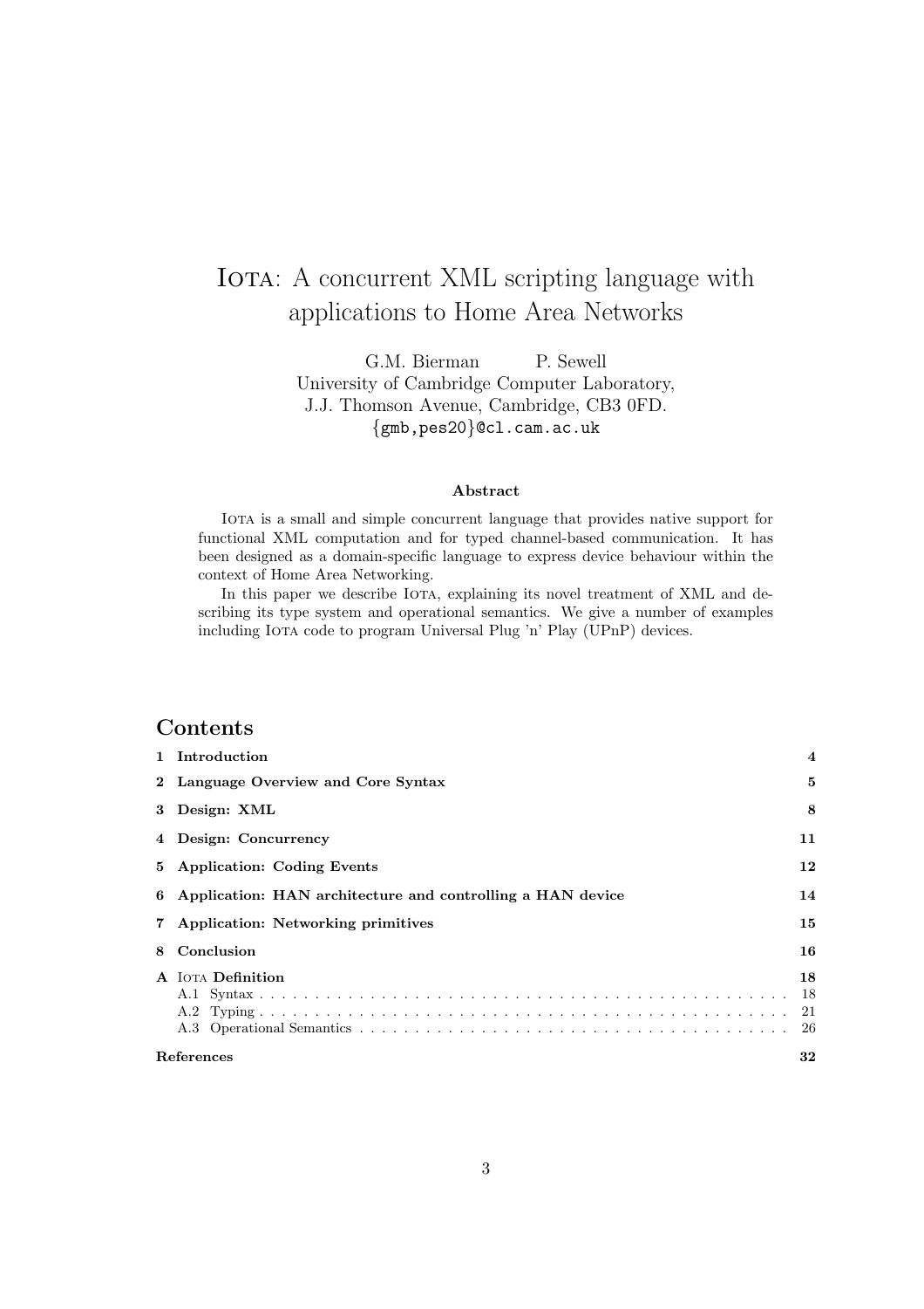# Iota: A concurrent XML scripting language with applications to Home Area Networks

G.M. Bierman  P. Sewell
University of Cambridge Computer Laboratory,
J.J. Thomson Avenue, Cambridge, CB3 0FD.
{gmb,pes20}@cl.cam.ac.uk

### Abstract

Iota is a small and simple concurrent language that provides native support for functional XML computation and for typed channel-based communication. It has been designed as a domain-specific language to express device behaviour within the context of Home Area Networking.

In this paper we describe Iota, explaining its novel treatment of XML and describing its type system and operational semantics. We give a number of examples including Iota code to program Universal Plug 'n' Play (UPnP) devices.

## Contents

- **1 Introduction** — 4
- **2 Language Overview and Core Syntax** — 5
- **3 Design: XML** — 8
- **4 Design: Concurrency** — 11
- **5 Application: Coding Events** — 12
- **6 Application: HAN architecture and controlling a HAN device** — 14
- **7 Application: Networking primitives** — 15
- **8 Conclusion** — 16
- **A Iota Definition** — 18
  - A.1 Syntax — 18
  - A.2 Typing — 21
  - A.3 Operational Semantics — 26
- **References** — 32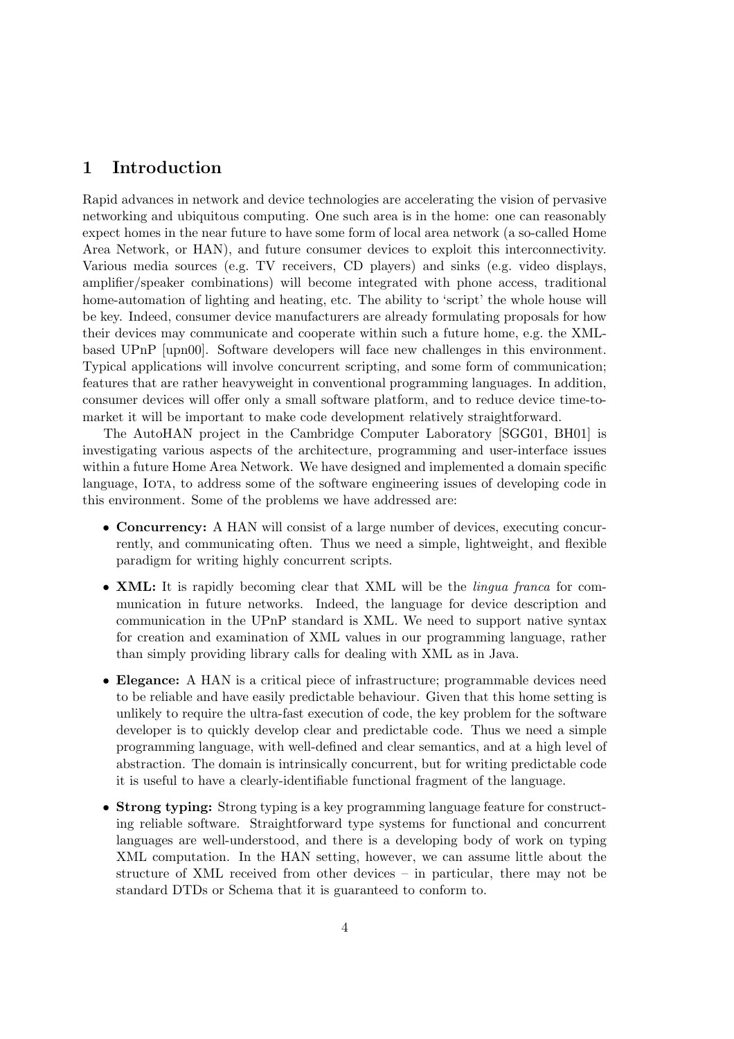# 1 Introduction

Rapid advances in network and device technologies are accelerating the vision of pervasive networking and ubiquitous computing. One such area is in the home: one can reasonably expect homes in the near future to have some form of local area network (a so-called Home Area Network, or HAN), and future consumer devices to exploit this interconnectivity. Various media sources (e.g. TV receivers, CD players) and sinks (e.g. video displays, amplifier/speaker combinations) will become integrated with phone access, traditional home-automation of lighting and heating, etc. The ability to 'script' the whole house will be key. Indeed, consumer device manufacturers are already formulating proposals for how their devices may communicate and cooperate within such a future home, e.g. the XML-based UPnP [upn00]. Software developers will face new challenges in this environment. Typical applications will involve concurrent scripting, and some form of communication; features that are rather heavyweight in conventional programming languages. In addition, consumer devices will offer only a small software platform, and to reduce device time-to-market it will be important to make code development relatively straightforward.

The AutoHAN project in the Cambridge Computer Laboratory [SGG01, BH01] is investigating various aspects of the architecture, programming and user-interface issues within a future Home Area Network. We have designed and implemented a domain specific language, Iota, to address some of the software engineering issues of developing code in this environment. Some of the problems we have addressed are:

- **Concurrency:** A HAN will consist of a large number of devices, executing concurrently, and communicating often. Thus we need a simple, lightweight, and flexible paradigm for writing highly concurrent scripts.
- **XML:** It is rapidly becoming clear that XML will be the *lingua franca* for communication in future networks. Indeed, the language for device description and communication in the UPnP standard is XML. We need to support native syntax for creation and examination of XML values in our programming language, rather than simply providing library calls for dealing with XML as in Java.
- **Elegance:** A HAN is a critical piece of infrastructure; programmable devices need to be reliable and have easily predictable behaviour. Given that this home setting is unlikely to require the ultra-fast execution of code, the key problem for the software developer is to quickly develop clear and predictable code. Thus we need a simple programming language, with well-defined and clear semantics, and at a high level of abstraction. The domain is intrinsically concurrent, but for writing predictable code it is useful to have a clearly-identifiable functional fragment of the language.
- **Strong typing:** Strong typing is a key programming language feature for constructing reliable software. Straightforward type systems for functional and concurrent languages are well-understood, and there is a developing body of work on typing XML computation. In the HAN setting, however, we can assume little about the structure of XML received from other devices – in particular, there may not be standard DTDs or Schema that it is guaranteed to conform to.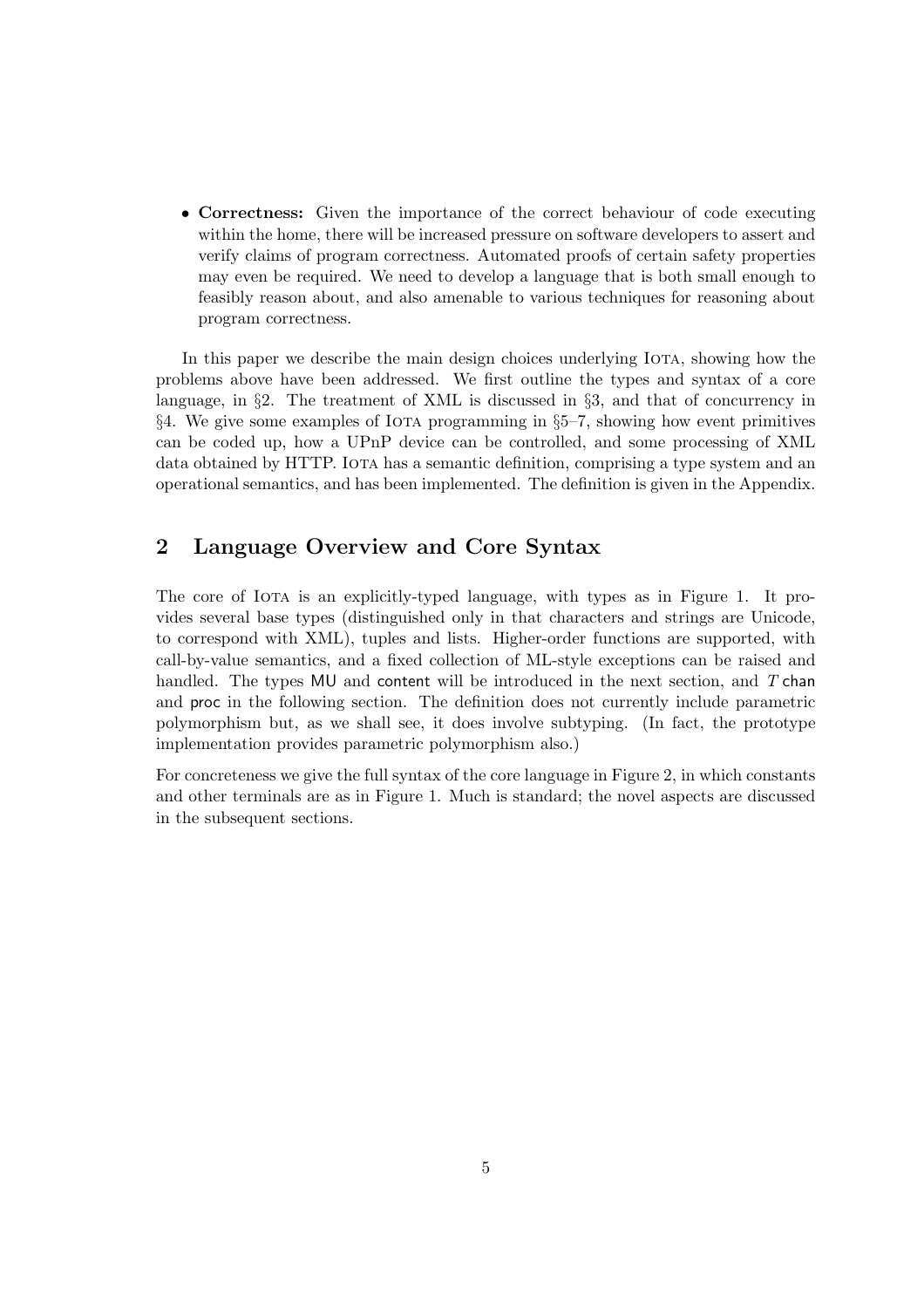- **Correctness:** Given the importance of the correct behaviour of code executing within the home, there will be increased pressure on software developers to assert and verify claims of program correctness. Automated proofs of certain safety properties may even be required. We need to develop a language that is both small enough to feasibly reason about, and also amenable to various techniques for reasoning about program correctness.

In this paper we describe the main design choices underlying Iota, showing how the problems above have been addressed. We first outline the types and syntax of a core language, in §2. The treatment of XML is discussed in §3, and that of concurrency in §4. We give some examples of Iota programming in §5–7, showing how event primitives can be coded up, how a UPnP device can be controlled, and some processing of XML data obtained by HTTP. Iota has a semantic definition, comprising a type system and an operational semantics, and has been implemented. The definition is given in the Appendix.

## 2 Language Overview and Core Syntax

The core of Iota is an explicitly-typed language, with types as in Figure 1. It provides several base types (distinguished only in that characters and strings are Unicode, to correspond with XML), tuples and lists. Higher-order functions are supported, with call-by-value semantics, and a fixed collection of ML-style exceptions can be raised and handled. The types MU and content will be introduced in the next section, and $T$ chan and proc in the following section. The definition does not currently include parametric polymorphism but, as we shall see, it does involve subtyping. (In fact, the prototype implementation provides parametric polymorphism also.)

For concreteness we give the full syntax of the core language in Figure 2, in which constants and other terminals are as in Figure 1. Much is standard; the novel aspects are discussed in the subsequent sections.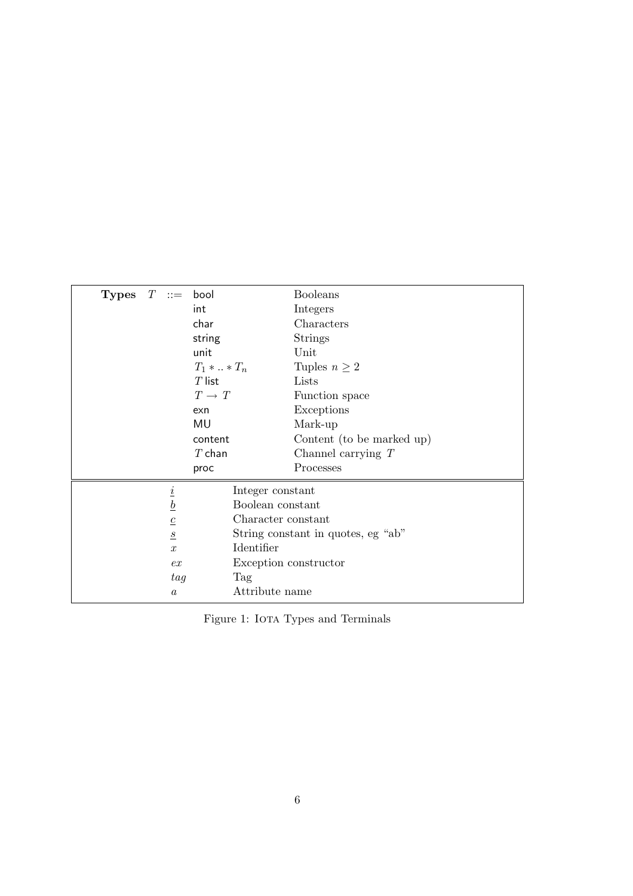| **Types** | $T$ | $::=$ | $\mathsf{bool}$ | Booleans |
|---|---|---|---|---|
| | | | $\mathsf{int}$ | Integers |
| | | | $\mathsf{char}$ | Characters |
| | | | $\mathsf{string}$ | Strings |
| | | | $\mathsf{unit}$ | Unit |
| | | | $T_1 * .. * T_n$ | Tuples $n \geq 2$ |
| | | | $T\ \mathsf{list}$ | Lists |
| | | | $T \rightarrow T$ | Function space |
| | | | $\mathsf{exn}$ | Exceptions |
| | | | $\mathsf{MU}$ | Mark-up |
| | | | $\mathsf{content}$ | Content (to be marked up) |
| | | | $T\ \mathsf{chan}$ | Channel carrying $T$ |
| | | | $\mathsf{proc}$ | Processes |

| | |
|---|---|
| $\underline{i}$ | Integer constant |
| $\underline{b}$ | Boolean constant |
| $\underline{c}$ | Character constant |
| $\underline{s}$ | String constant in quotes, eg "ab" |
| $x$ | Identifier |
| $ex$ | Exception constructor |
| $tag$ | Tag |
| $a$ | Attribute name |

Figure 1: IOTA Types and Terminals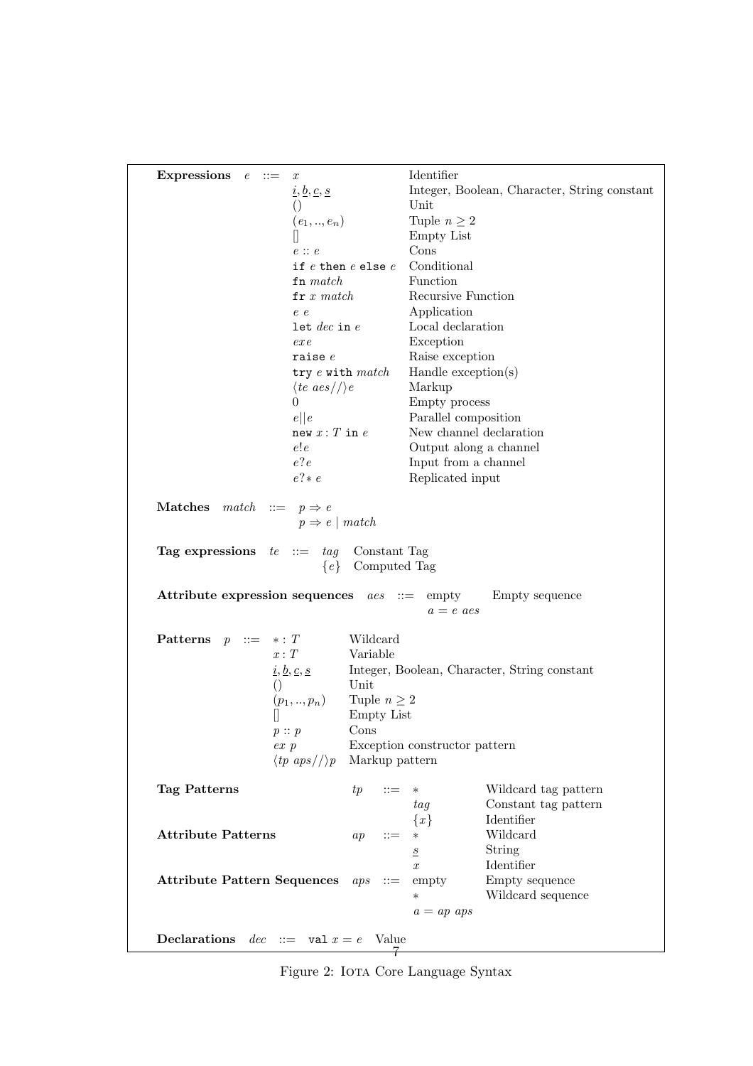**Expressions** $e$ ::=

| | |
|---|---|
| $x$ | Identifier |
| $\underline{i}, \underline{b}, \underline{c}, \underline{s}$ | Integer, Boolean, Character, String constant |
| $()$ | Unit |
| $(e_1, .., e_n)$ | Tuple $n \geq 2$ |
| $[]$ | Empty List |
| $e :: e$ | Cons |
| `if` $e$ `then` $e$ `else` $e$ | Conditional |
| `fn` *match* | Function |
| `fr` $x$ *match* | Recursive Function |
| $e\ e$ | Application |
| `let` *dec* `in` $e$ | Local declaration |
| $ex\, e$ | Exception |
| `raise` $e$ | Raise exception |
| `try` $e$ `with` *match* | Handle exception(s) |
| $\langle te\ aes//\rangle e$ | Markup |
| $0$ | Empty process |
| $e \vert\vert e$ | Parallel composition |
| `new` $x : T$ `in` $e$ | New channel declaration |
| $e!e$ | Output along a channel |
| $e?e$ | Input from a channel |
| $e?{*}\ e$ | Replicated input |

**Matches** *match* ::= $p \Rightarrow e$
$\quad p \Rightarrow e \mid match$

**Tag expressions** $te$ ::=

| | |
|---|---|
| *tag* | Constant Tag |
| $\{e\}$ | Computed Tag |

**Attribute expression sequences** *aes* ::=

| | |
|---|---|
| empty | Empty sequence |
| $a = e\ aes$ | |

**Patterns** $p$ ::=

| | |
|---|---|
| $* : T$ | Wildcard |
| $x : T$ | Variable |
| $\underline{i}, \underline{b}, \underline{c}, \underline{s}$ | Integer, Boolean, Character, String constant |
| $()$ | Unit |
| $(p_1, .., p_n)$ | Tuple $n \geq 2$ |
| $[]$ | Empty List |
| $p :: p$ | Cons |
| $ex\ p$ | Exception constructor pattern |
| $\langle tp\ aps//\rangle p$ | Markup pattern |

| | | | | |
|---|---|---|---|---|
| **Tag Patterns** | $tp$ | ::= | $*$ | Wildcard tag pattern |
| | | | *tag* | Constant tag pattern |
| | | | $\{x\}$ | Identifier |
| **Attribute Patterns** | $ap$ | ::= | $*$ | Wildcard |
| | | | $\underline{s}$ | String |
| | | | $x$ | Identifier |
| **Attribute Pattern Sequences** | $aps$ | ::= | empty | Empty sequence |
| | | | $*$ | Wildcard sequence |
| | | | $a = ap\ aps$ | |

**Declarations** *dec* ::= `val` $x = e$ Value

Figure 2: Iota Core Language Syntax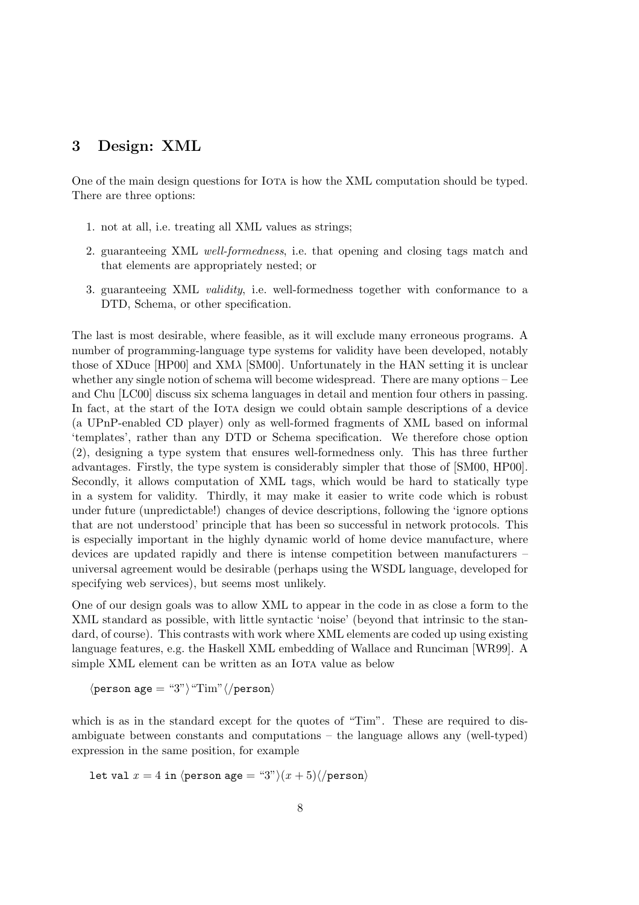## 3 Design: XML

One of the main design questions for Iota is how the XML computation should be typed. There are three options:

1. not at all, i.e. treating all XML values as strings;
2. guaranteeing XML *well-formedness*, i.e. that opening and closing tags match and that elements are appropriately nested; or
3. guaranteeing XML *validity*, i.e. well-formedness together with conformance to a DTD, Schema, or other specification.

The last is most desirable, where feasible, as it will exclude many erroneous programs. A number of programming-language type systems for validity have been developed, notably those of XDuce [HP00] and XMλ [SM00]. Unfortunately in the HAN setting it is unclear whether any single notion of schema will become widespread. There are many options – Lee and Chu [LC00] discuss six schema languages in detail and mention four others in passing. In fact, at the start of the Iota design we could obtain sample descriptions of a device (a UPnP-enabled CD player) only as well-formed fragments of XML based on informal 'templates', rather than any DTD or Schema specification. We therefore chose option (2), designing a type system that ensures well-formedness only. This has three further advantages. Firstly, the type system is considerably simpler that those of [SM00, HP00]. Secondly, it allows computation of XML tags, which would be hard to statically type in a system for validity. Thirdly, it may make it easier to write code which is robust under future (unpredictable!) changes of device descriptions, following the 'ignore options that are not understood' principle that has been so successful in network protocols. This is especially important in the highly dynamic world of home device manufacture, where devices are updated rapidly and there is intense competition between manufacturers – universal agreement would be desirable (perhaps using the WSDL language, developed for specifying web services), but seems most unlikely.

One of our design goals was to allow XML to appear in the code in as close a form to the XML standard as possible, with little syntactic 'noise' (beyond that intrinsic to the standard, of course). This contrasts with work where XML elements are coded up using existing language features, e.g. the Haskell XML embedding of Wallace and Runciman [WR99]. A simple XML element can be written as an Iota value as below

$$\langle \texttt{person age} = \text{“3”}\rangle \text{“Tim”} \langle/\texttt{person}\rangle$$

which is as in the standard except for the quotes of “Tim”. These are required to disambiguate between constants and computations – the language allows any (well-typed) expression in the same position, for example

$$\texttt{let val } x = 4 \texttt{ in } \langle \texttt{person age} = \text{“3”}\rangle (x+5) \langle/\texttt{person}\rangle$$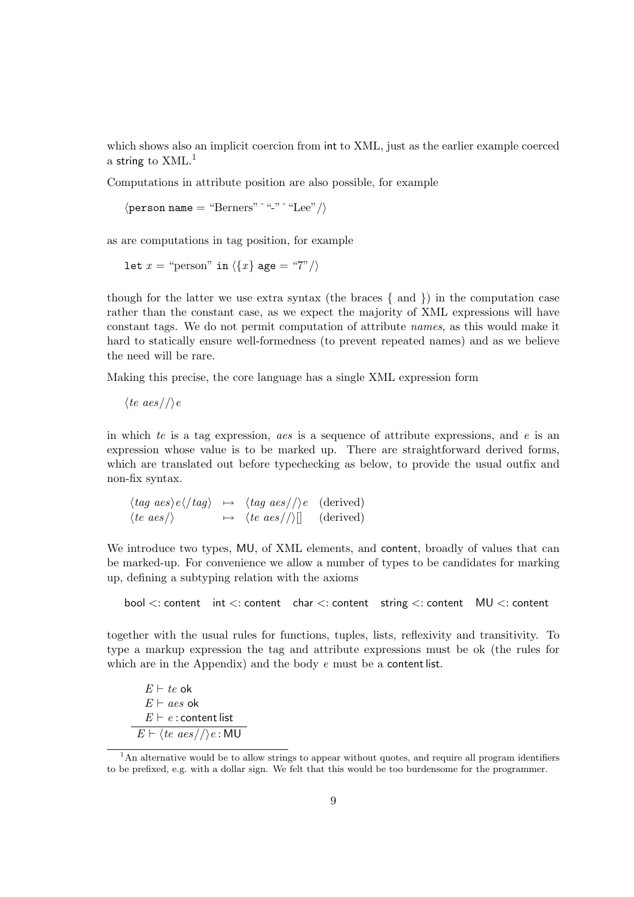which shows also an implicit coercion from int to XML, just as the earlier example coerced a string to XML.[1]

Computations in attribute position are also possible, for example

$\langle \texttt{person name} = \text{“Berners”} \,\hat{}\, \text{“-”} \,\hat{}\, \text{“Lee”} / \rangle$

as are computations in tag position, for example

$\texttt{let } x = \text{“person” } \texttt{in } \langle \{x\} \texttt{ age} = \text{“7”} / \rangle$

though for the latter we use extra syntax (the braces { and }) in the computation case rather than the constant case, as we expect the majority of XML expressions will have constant tags. We do not permit computation of attribute *names*, as this would make it hard to statically ensure well-formedness (to prevent repeated names) and as we believe the need will be rare.

Making this precise, the core language has a single XML expression form

$\langle te\ aes// \rangle e$

in which $te$ is a tag expression, $aes$ is a sequence of attribute expressions, and $e$ is an expression whose value is to be marked up. There are straightforward derived forms, which are translated out before typechecking as below, to provide the usual outfix and non-fix syntax.

$$
\begin{array}{lll}
\langle tag\ aes \rangle e \langle / tag \rangle & \mapsto & \langle tag\ aes// \rangle e \quad \text{(derived)} \\
\langle te\ aes/ \rangle & \mapsto & \langle te\ aes// \rangle [] \quad \text{(derived)}
\end{array}
$$

We introduce two types, MU, of XML elements, and content, broadly of values that can be marked-up. For convenience we allow a number of types to be candidates for marking up, defining a subtyping relation with the axioms

$$
\mathsf{bool} <: \mathsf{content} \quad \mathsf{int} <: \mathsf{content} \quad \mathsf{char} <: \mathsf{content} \quad \mathsf{string} <: \mathsf{content} \quad \mathsf{MU} <: \mathsf{content}
$$

together with the usual rules for functions, tuples, lists, reflexivity and transitivity. To type a markup expression the tag and attribute expressions must be ok (the rules for which are in the Appendix) and the body $e$ must be a content list.

$$
\frac{E \vdash te\ \mathsf{ok} \qquad E \vdash aes\ \mathsf{ok} \qquad E \vdash e : \mathsf{content\ list}}{E \vdash \langle te\ aes// \rangle e : \mathsf{MU}}
$$

[1] An alternative would be to allow strings to appear without quotes, and require all program identifiers to be prefixed, e.g. with a dollar sign. We felt that this would be too burdensome for the programmer.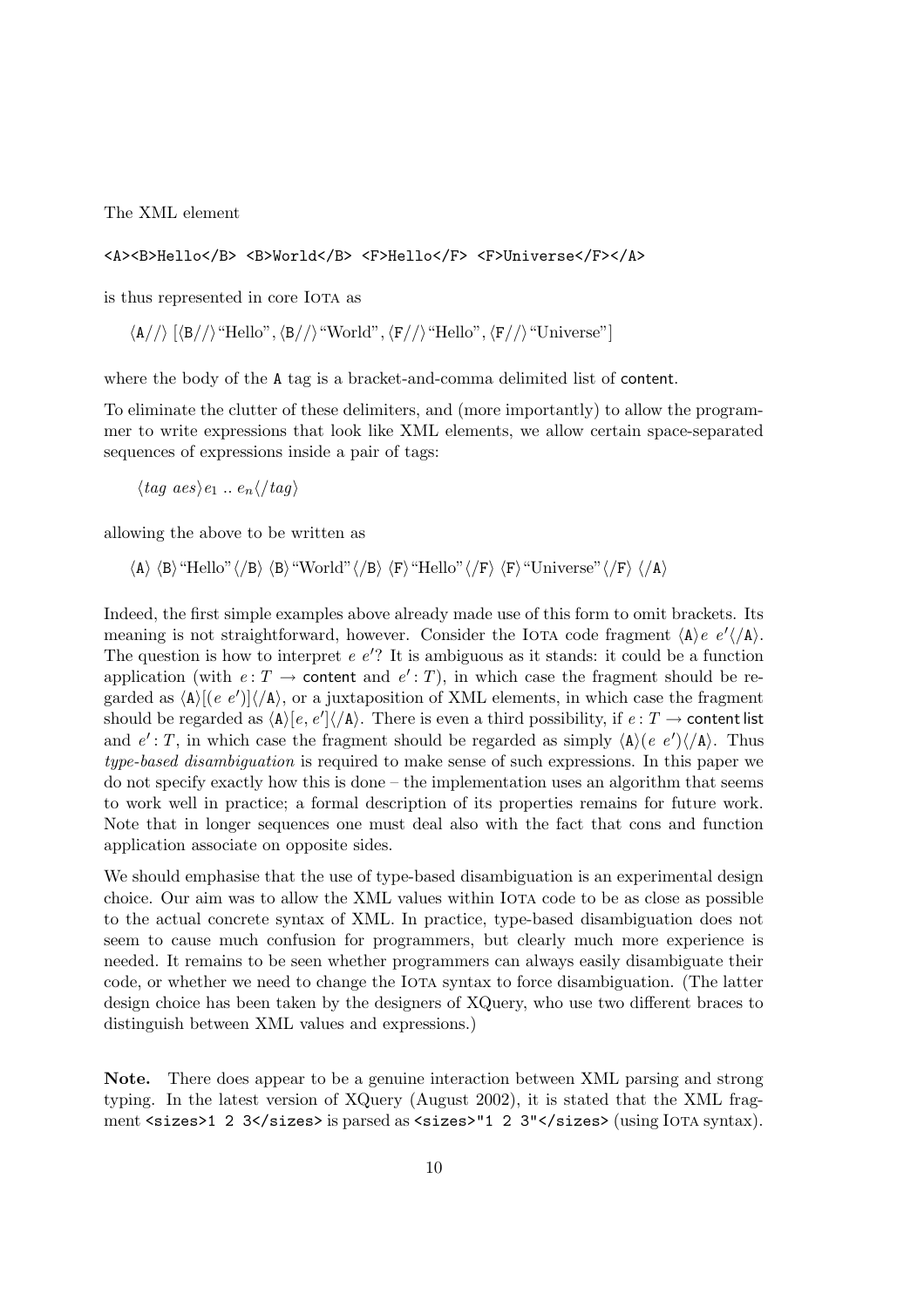The XML element

```
<A><B>Hello</B> <B>World</B> <F>Hello</F> <F>Universe</F></A>
```

is thus represented in core IOTA as

$\langle \mathtt{A//} \rangle$ [$\langle \mathtt{B//} \rangle$ "Hello", $\langle \mathtt{B//} \rangle$ "World", $\langle \mathtt{F//} \rangle$ "Hello", $\langle \mathtt{F//} \rangle$ "Universe"]

where the body of the `A` tag is a bracket-and-comma delimited list of content.

To eliminate the clutter of these delimiters, and (more importantly) to allow the programmer to write expressions that look like XML elements, we allow certain space-separated sequences of expressions inside a pair of tags:

$\langle tag\ aes \rangle e_1 \mathrel{..} e_n \langle /tag \rangle$

allowing the above to be written as

$\langle \mathtt{A} \rangle$ $\langle \mathtt{B} \rangle$ "Hello" $\langle \mathtt{/B} \rangle$ $\langle \mathtt{B} \rangle$ "World" $\langle \mathtt{/B} \rangle$ $\langle \mathtt{F} \rangle$ "Hello" $\langle \mathtt{/F} \rangle$ $\langle \mathtt{F} \rangle$ "Universe" $\langle \mathtt{/F} \rangle$ $\langle \mathtt{/A} \rangle$

Indeed, the first simple examples above already made use of this form to omit brackets. Its meaning is not straightforward, however. Consider the IOTA code fragment $\langle \mathtt{A} \rangle e\ e' \langle \mathtt{/A} \rangle$. The question is how to interpret $e\ e'$? It is ambiguous as it stands: it could be a function application (with $e : T \rightarrow \mathsf{content}$ and $e' : T$), in which case the fragment should be regarded as $\langle \mathtt{A} \rangle [(e\ e')] \langle \mathtt{/A} \rangle$, or a juxtaposition of XML elements, in which case the fragment should be regarded as $\langle \mathtt{A} \rangle [e, e'] \langle \mathtt{/A} \rangle$. There is even a third possibility, if $e : T \rightarrow \mathsf{content\ list}$ and $e' : T$, in which case the fragment should be regarded as simply $\langle \mathtt{A} \rangle (e\ e') \langle \mathtt{/A} \rangle$. Thus *type-based disambiguation* is required to make sense of such expressions. In this paper we do not specify exactly how this is done – the implementation uses an algorithm that seems to work well in practice; a formal description of its properties remains for future work. Note that in longer sequences one must deal also with the fact that cons and function application associate on opposite sides.

We should emphasise that the use of type-based disambiguation is an experimental design choice. Our aim was to allow the XML values within IOTA code to be as close as possible to the actual concrete syntax of XML. In practice, type-based disambiguation does not seem to cause much confusion for programmers, but clearly much more experience is needed. It remains to be seen whether programmers can always easily disambiguate their code, or whether we need to change the IOTA syntax to force disambiguation. (The latter design choice has been taken by the designers of XQuery, who use two different braces to distinguish between XML values and expressions.)

**Note.** There does appear to be a genuine interaction between XML parsing and strong typing. In the latest version of XQuery (August 2002), it is stated that the XML fragment `<sizes>1 2 3</sizes>` is parsed as `<sizes>"1 2 3"</sizes>` (using IOTA syntax).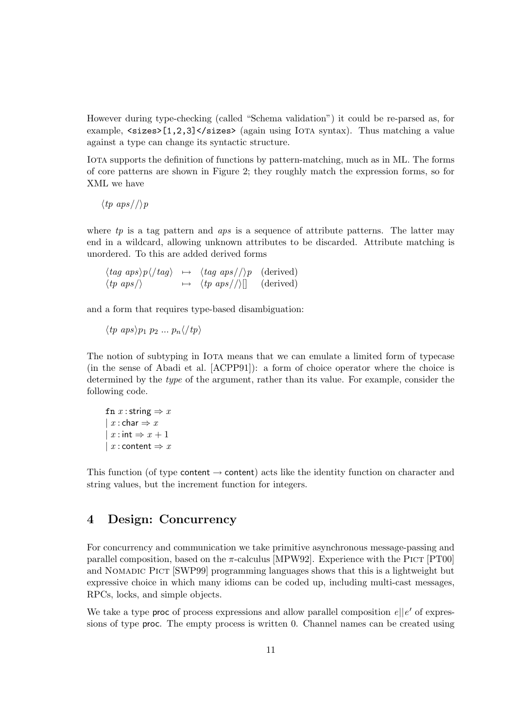However during type-checking (called "Schema validation") it could be re-parsed as, for example, `<sizes>[1,2,3]</sizes>` (again using IOTA syntax). Thus matching a value against a type can change its syntactic structure.

IOTA supports the definition of functions by pattern-matching, much as in ML. The forms of core patterns are shown in Figure 2; they roughly match the expression forms, so for XML we have

$$\langle tp\ aps//\rangle p$$

where *tp* is a tag pattern and *aps* is a sequence of attribute patterns. The latter may end in a wildcard, allowing unknown attributes to be discarded. Attribute matching is unordered. To this are added derived forms

$$\begin{array}{lll} \langle tag\ aps\rangle p\langle /tag\rangle & \mapsto & \langle tag\ aps//\rangle p \quad \text{(derived)} \\ \langle tp\ aps/\rangle & \mapsto & \langle tp\ aps//\rangle [] \quad \text{(derived)} \end{array}$$

and a form that requires type-based disambiguation:

$$\langle tp\ aps\rangle p_1\ p_2\ \ldots\ p_n\langle /tp\rangle$$

The notion of subtyping in IOTA means that we can emulate a limited form of typecase (in the sense of Abadi et al. [ACPP91]): a form of choice operator where the choice is determined by the *type* of the argument, rather than its value. For example, consider the following code.

```
fn x : string ⇒ x
| x : char ⇒ x
| x : int ⇒ x + 1
| x : content ⇒ x
```

This function (of type content → content) acts like the identity function on character and string values, but the increment function for integers.

## 4 Design: Concurrency

For concurrency and communication we take primitive asynchronous message-passing and parallel composition, based on the $\pi$-calculus [MPW92]. Experience with the PICT [PT00] and NOMADIC PICT [SWP99] programming languages shows that this is a lightweight but expressive choice in which many idioms can be coded up, including multi-cast messages, RPCs, locks, and simple objects.

We take a type proc of process expressions and allow parallel composition $e||e'$ of expressions of type proc. The empty process is written 0. Channel names can be created using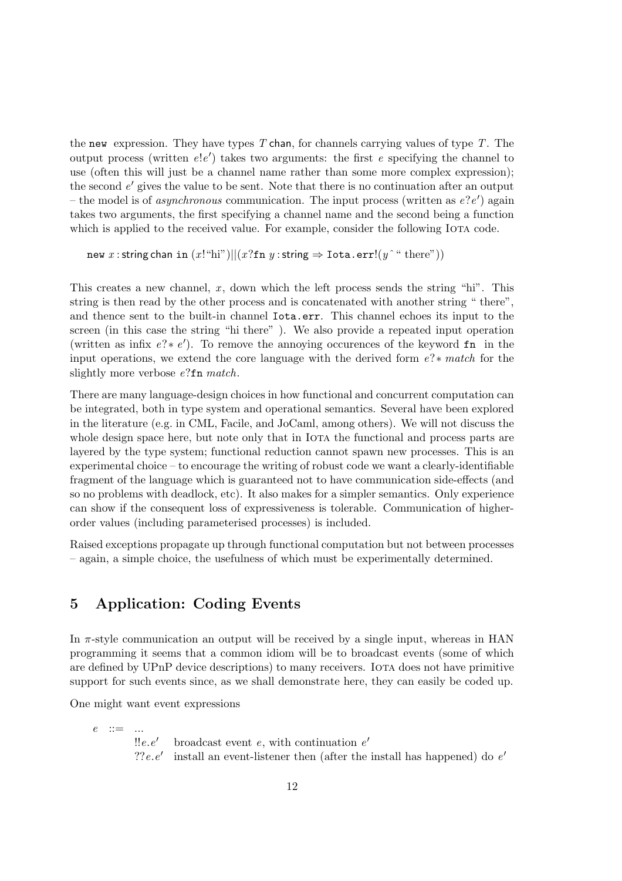the `new` expression. They have types $T$ chan, for channels carrying values of type $T$. The output process (written $e!e'$) takes two arguments: the first $e$ specifying the channel to use (often this will just be a channel name rather than some more complex expression); the second $e'$ gives the value to be sent. Note that there is no continuation after an output – the model is of *asynchronous* communication. The input process (written as $e?e'$) again takes two arguments, the first specifying a channel name and the second being a function which is applied to the received value. For example, consider the following Iota code.

$$\texttt{new}\ x : \mathsf{string\ chan}\ \texttt{in}\ (x!\text{“hi”})||(x?\texttt{fn}\ y : \mathsf{string} \Rightarrow \texttt{Iota.err}!(y\,\hat{}\,\text{“ there”}))$$

This creates a new channel, $x$, down which the left process sends the string “hi”. This string is then read by the other process and is concatenated with another string “ there”, and thence sent to the built-in channel `Iota.err`. This channel echoes its input to the screen (in this case the string “hi there” ). We also provide a repeated input operation (written as infix $e?*e'$). To remove the annoying occurences of the keyword `fn` in the input operations, we extend the core language with the derived form $e?*\ \mathit{match}$ for the slightly more verbose $e?\texttt{fn}\ \mathit{match}$.

There are many language-design choices in how functional and concurrent computation can be integrated, both in type system and operational semantics. Several have been explored in the literature (e.g. in CML, Facile, and JoCaml, among others). We will not discuss the whole design space here, but note only that in Iota the functional and process parts are layered by the type system; functional reduction cannot spawn new processes. This is an experimental choice – to encourage the writing of robust code we want a clearly-identifiable fragment of the language which is guaranteed not to have communication side-effects (and so no problems with deadlock, etc). It also makes for a simpler semantics. Only experience can show if the consequent loss of expressiveness is tolerable. Communication of higher-order values (including parameterised processes) is included.

Raised exceptions propagate up through functional computation but not between processes – again, a simple choice, the usefulness of which must be experimentally determined.

## 5 Application: Coding Events

In $\pi$-style communication an output will be received by a single input, whereas in HAN programming it seems that a common idiom will be to broadcast events (some of which are defined by UPnP device descriptions) to many receivers. Iota does not have primitive support for such events since, as we shall demonstrate here, they can easily be coded up.

One might want event expressions

$$
\begin{array}{lll}
e & ::= & \ldots \\
 & & !!e.e' \quad \text{broadcast event } e\text{, with continuation } e' \\
 & & ??e.e' \quad \text{install an event-listener then (after the install has happened) do } e'
\end{array}
$$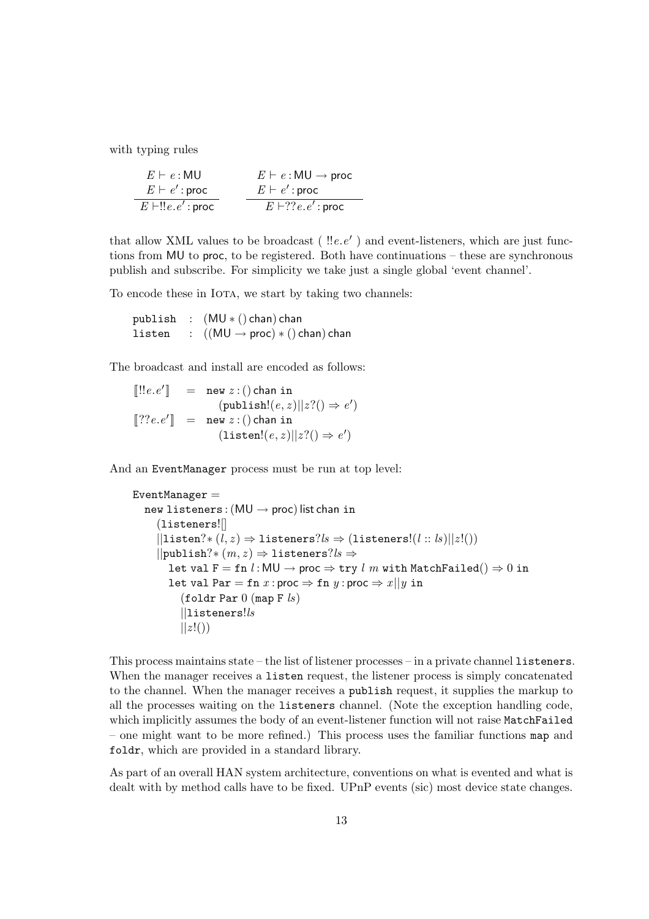with typing rules

$$\frac{E \vdash e : \mathsf{MU} \qquad E \vdash e' : \mathsf{proc}}{E \vdash !!e.e' : \mathsf{proc}} \qquad \frac{E \vdash e : \mathsf{MU} \to \mathsf{proc} \qquad E \vdash e' : \mathsf{proc}}{E \vdash ??e.e' : \mathsf{proc}}$$

that allow XML values to be broadcast ( $!!e.e'$ ) and event-listeners, which are just functions from MU to proc, to be registered. Both have continuations – these are synchronous publish and subscribe. For simplicity we take just a single global 'event channel'.

To encode these in Iota, we start by taking two channels:

$$
\begin{array}{lll}
\texttt{publish} & : & (\mathsf{MU} * () \,\mathsf{chan})\, \mathsf{chan} \\
\texttt{listen} & : & ((\mathsf{MU} \to \mathsf{proc}) * () \,\mathsf{chan})\, \mathsf{chan}
\end{array}
$$

The broadcast and install are encoded as follows:

$$
\begin{array}{lll}
[\![ !!e.e' ]\!] & = & \texttt{new}\ z : () \,\mathsf{chan}\ \texttt{in} \\
 & & \quad (\texttt{publish}!(e,z) || z?() \Rightarrow e') \\
[\![ ??e.e' ]\!] & = & \texttt{new}\ z : () \,\mathsf{chan}\ \texttt{in} \\
 & & \quad (\texttt{listen}!(e,z) || z?() \Rightarrow e')
\end{array}
$$

And an EventManager process must be run at top level:

```
EventManager =
  new listeners : (MU → proc) list chan in
    (listeners![]
    ||listen?∗ (l, z) ⇒ listeners?ls ⇒ (listeners!(l :: ls)||z!())
    ||publish?∗ (m, z) ⇒ listeners?ls ⇒
      let val F = fn l : MU → proc ⇒ try l m with MatchFailed() ⇒ 0 in
      let val Par = fn x : proc ⇒ fn y : proc ⇒ x||y in
        (foldr Par 0 (map F ls)
        ||listeners!ls
        ||z!())
```

This process maintains state – the list of listener processes – in a private channel listeners. When the manager receives a listen request, the listener process is simply concatenated to the channel. When the manager receives a publish request, it supplies the markup to all the processes waiting on the listeners channel. (Note the exception handling code, which implicitly assumes the body of an event-listener function will not raise MatchFailed – one might want to be more refined.) This process uses the familiar functions map and foldr, which are provided in a standard library.

As part of an overall HAN system architecture, conventions on what is evented and what is dealt with by method calls have to be fixed. UPnP events (sic) most device state changes.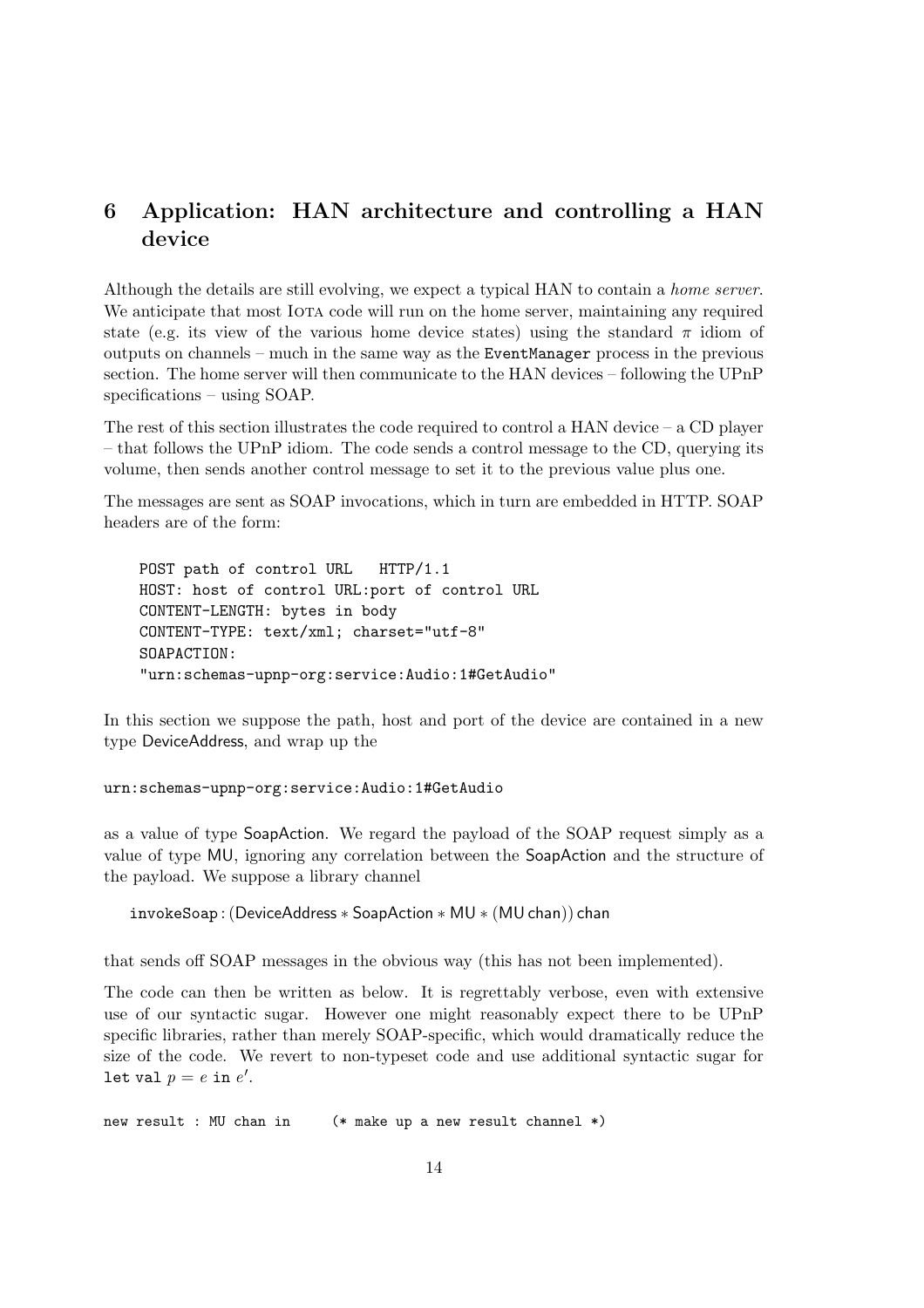## 6 Application: HAN architecture and controlling a HAN device

Although the details are still evolving, we expect a typical HAN to contain a *home server*. We anticipate that most Iota code will run on the home server, maintaining any required state (e.g. its view of the various home device states) using the standard $\pi$ idiom of outputs on channels – much in the same way as the `EventManager` process in the previous section. The home server will then communicate to the HAN devices – following the UPnP specifications – using SOAP.

The rest of this section illustrates the code required to control a HAN device – a CD player – that follows the UPnP idiom. The code sends a control message to the CD, querying its volume, then sends another control message to set it to the previous value plus one.

The messages are sent as SOAP invocations, which in turn are embedded in HTTP. SOAP headers are of the form:

```
POST path of control URL   HTTP/1.1
HOST: host of control URL:port of control URL
CONTENT-LENGTH: bytes in body
CONTENT-TYPE: text/xml; charset="utf-8"
SOAPACTION:
"urn:schemas-upnp-org:service:Audio:1#GetAudio"
```

In this section we suppose the path, host and port of the device are contained in a new type DeviceAddress, and wrap up the

```
urn:schemas-upnp-org:service:Audio:1#GetAudio
```

as a value of type SoapAction. We regard the payload of the SOAP request simply as a value of type MU, ignoring any correlation between the SoapAction and the structure of the payload. We suppose a library channel

$$\mathsf{invokeSoap} : (\mathsf{DeviceAddress} * \mathsf{SoapAction} * \mathsf{MU} * (\mathsf{MU}\ \mathsf{chan}))\ \mathsf{chan}$$

that sends off SOAP messages in the obvious way (this has not been implemented).

The code can then be written as below. It is regrettably verbose, even with extensive use of our syntactic sugar. However one might reasonably expect there to be UPnP specific libraries, rather than merely SOAP-specific, which would dramatically reduce the size of the code. We revert to non-typeset code and use additional syntactic sugar for `let val` $p = e$ `in` $e'$.

```
new result : MU chan in     (* make up a new result channel *)
```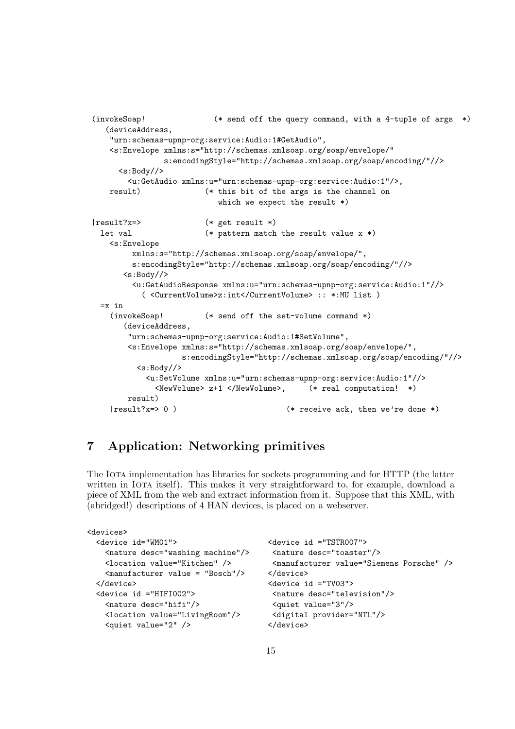```
(invokeSoap!              (* send off the query command, with a 4-tuple of args  *)
   (deviceAddress,
    "urn:schemas-upnp-org:service:Audio:1#GetAudio",
    <s:Envelope xmlns:s="http://schemas.xmlsoap.org/soap/envelope/"
               s:encodingStyle="http://schemas.xmlsoap.org/soap/encoding/"//>
      <s:Body//>
        <u:GetAudio xmlns:u="urn:schemas-upnp-org:service:Audio:1"/>,
    result)             (* this bit of the args is the channel on
                           which we expect the result *)

|result?x=>             (* get result *)
  let val               (* pattern match the result value x *)
    <s:Envelope
         xmlns:s="http://schemas.xmlsoap.org/soap/envelope/",
         s:encodingStyle="http://schemas.xmlsoap.org/soap/encoding/"//>
       <s:Body//>
         <u:GetAudioResponse xmlns:u="urn:schemas-upnp-org:service:Audio:1"//>
           ( <CurrentVolume>z:int</CurrentVolume> :: *:MU list )
  =x in
    (invokeSoap!        (* send off the set-volume command *)
       (deviceAddress,
        "urn:schemas-upnp-org:service:Audio:1#SetVolume",
        <s:Envelope xmlns:s="http://schemas.xmlsoap.org/soap/envelope/",
                    s:encodingStyle="http://schemas.xmlsoap.org/soap/encoding/"//>
          <s:Body//>
            <u:SetVolume xmlns:u="urn:schemas-upnp-org:service:Audio:1"//>
              <NewVolume> z+1 </NewVolume>,     (* real computation!  *)
        result)
    |result?x=> 0 )                      (* receive ack, then we're done *)
```

## 7 Application: Networking primitives

The Iota implementation has libraries for sockets programming and for HTTP (the latter written in Iota itself). This makes it very straightforward to, for example, download a piece of XML from the web and extract information from it. Suppose that this XML, with (abridged!) descriptions of 4 HAN devices, is placed on a webserver.

```
<devices>
  <device id="WM01">
    <nature desc="washing machine"/>
    <location value="Kitchen" />
    <manufacturer value = "Bosch"/>
  </device>
  <device id ="HIFI002">
    <nature desc="hifi"/>
    <location value="LivingRoom"/>
    <quiet value="2" />
  <device id ="TSTR007">
   <nature desc="toaster"/>
   <manufacturer value="Siemens Porsche" />
  </device>
  <device id ="TV03">
   <nature desc="television"/>
   <quiet value="3"/>
   <digital provider="NTL"/>
  </device>
```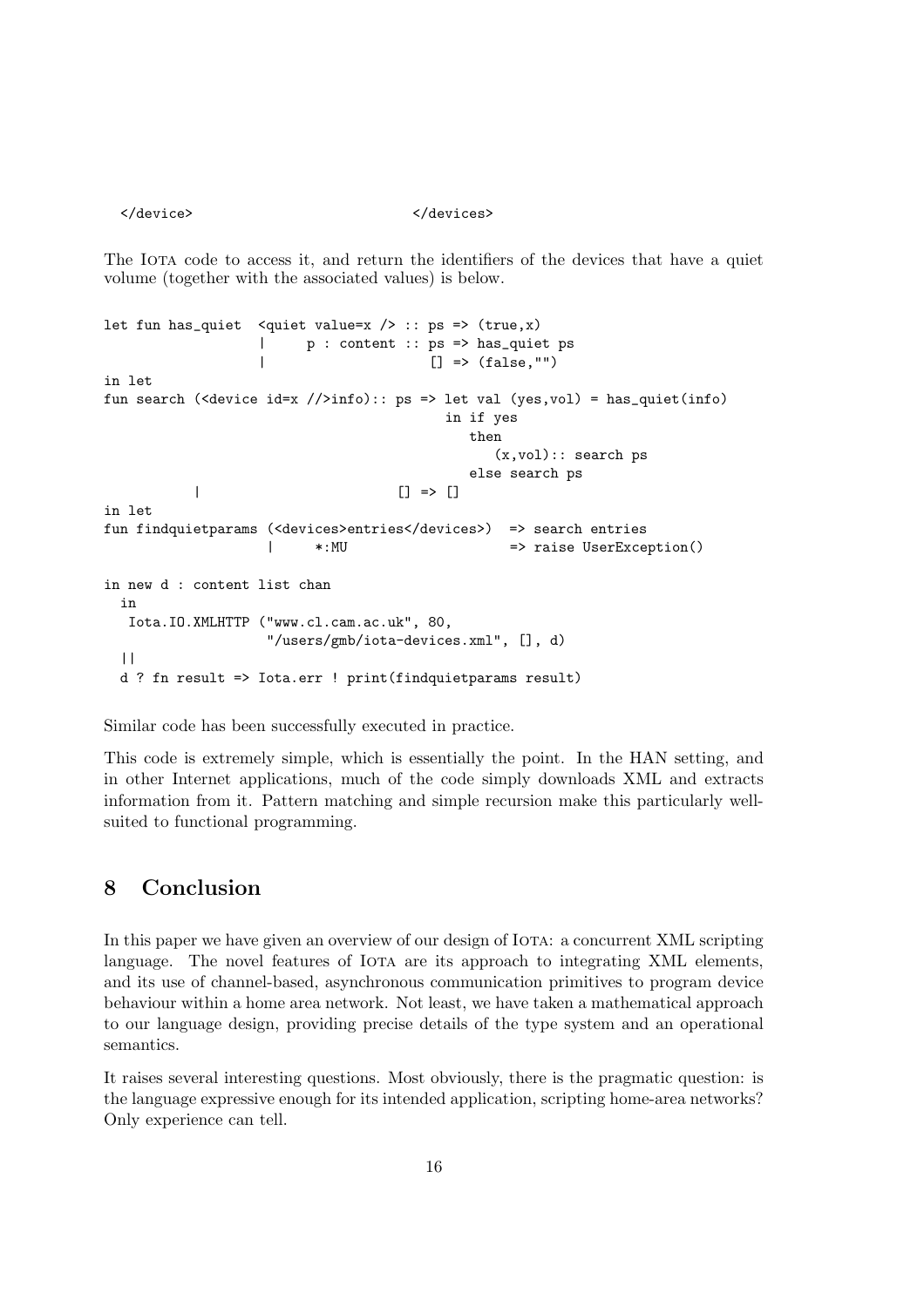```
  </device>                             </devices>
```

The Iota code to access it, and return the identifiers of the devices that have a quiet volume (together with the associated values) is below.

```
let fun has_quiet  <quiet value=x /> :: ps => (true,x)
                  |     p : content :: ps => has_quiet ps
                  |                    [] => (false,"")
in let
fun search (<device id=x //>info):: ps => let val (yes,vol) = has_quiet(info)
                                          in if yes
                                             then
                                                (x,vol):: search ps
                                             else search ps
           |                        [] => []
in let
fun findquietparams (<devices>entries</devices>)  => search entries
                   |     *:MU                     => raise UserException()

in new d : content list chan
  in
   Iota.IO.XMLHTTP ("www.cl.cam.ac.uk", 80,
                    "/users/gmb/iota-devices.xml", [], d)
  ||
  d ? fn result => Iota.err ! print(findquietparams result)
```

Similar code has been successfully executed in practice.

This code is extremely simple, which is essentially the point. In the HAN setting, and in other Internet applications, much of the code simply downloads XML and extracts information from it. Pattern matching and simple recursion make this particularly well-suited to functional programming.

## 8 Conclusion

In this paper we have given an overview of our design of Iota: a concurrent XML scripting language. The novel features of Iota are its approach to integrating XML elements, and its use of channel-based, asynchronous communication primitives to program device behaviour within a home area network. Not least, we have taken a mathematical approach to our language design, providing precise details of the type system and an operational semantics.

It raises several interesting questions. Most obviously, there is the pragmatic question: is the language expressive enough for its intended application, scripting home-area networks? Only experience can tell.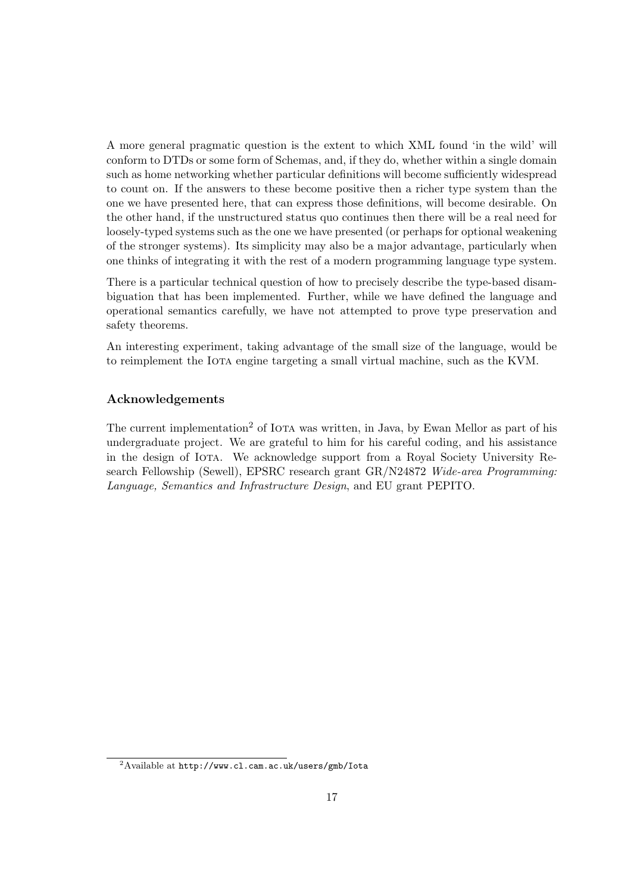A more general pragmatic question is the extent to which XML found 'in the wild' will conform to DTDs or some form of Schemas, and, if they do, whether within a single domain such as home networking whether particular definitions will become sufficiently widespread to count on. If the answers to these become positive then a richer type system than the one we have presented here, that can express those definitions, will become desirable. On the other hand, if the unstructured status quo continues then there will be a real need for loosely-typed systems such as the one we have presented (or perhaps for optional weakening of the stronger systems). Its simplicity may also be a major advantage, particularly when one thinks of integrating it with the rest of a modern programming language type system.

There is a particular technical question of how to precisely describe the type-based disambiguation that has been implemented. Further, while we have defined the language and operational semantics carefully, we have not attempted to prove type preservation and safety theorems.

An interesting experiment, taking advantage of the small size of the language, would be to reimplement the Iota engine targeting a small virtual machine, such as the KVM.

### Acknowledgements

The current implementation[2] of Iota was written, in Java, by Ewan Mellor as part of his undergraduate project. We are grateful to him for his careful coding, and his assistance in the design of Iota. We acknowledge support from a Royal Society University Research Fellowship (Sewell), EPSRC research grant GR/N24872 *Wide-area Programming: Language, Semantics and Infrastructure Design*, and EU grant PEPITO.

[2] Available at `http://www.cl.cam.ac.uk/users/gmb/Iota`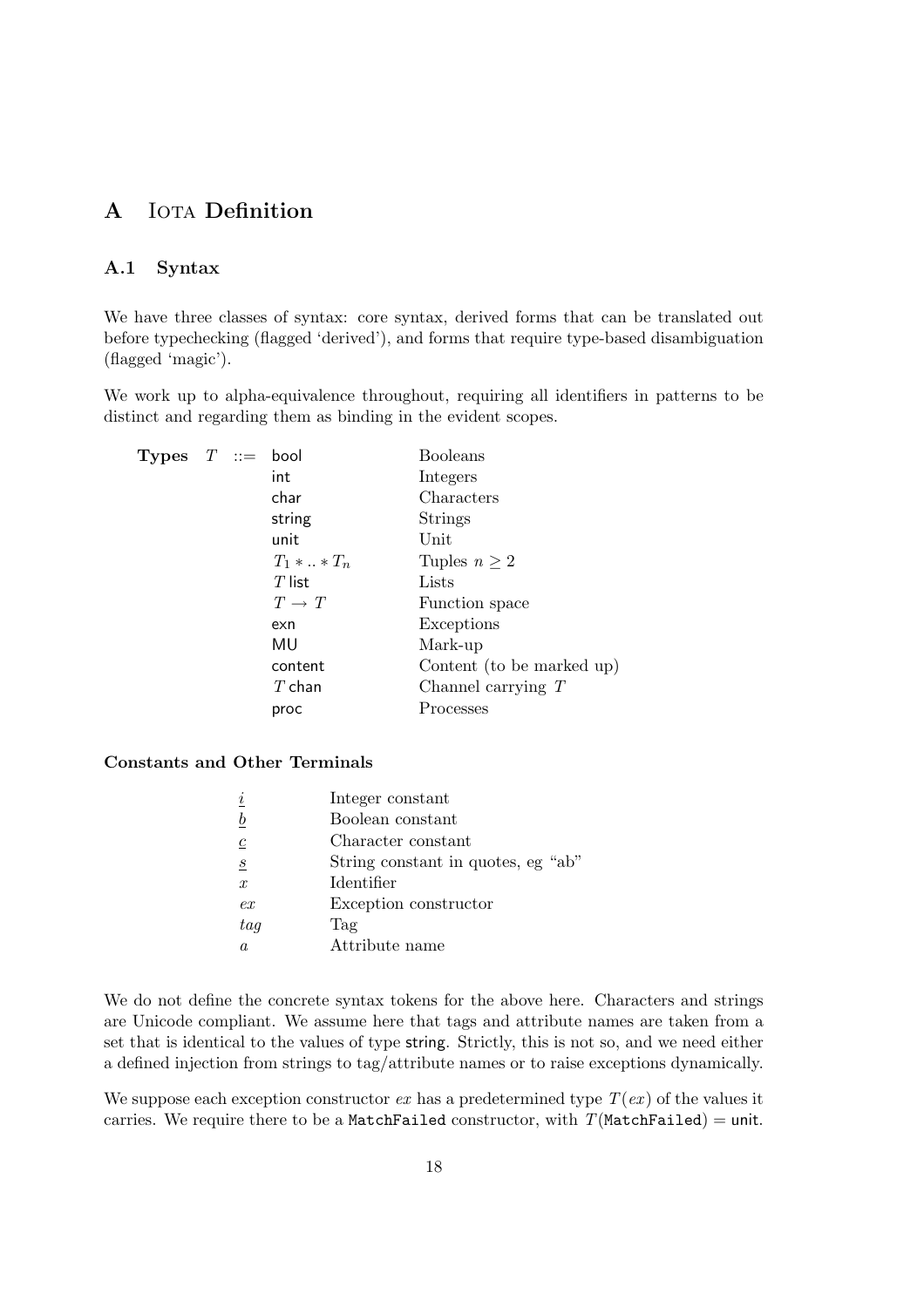# A Iota Definition

## A.1 Syntax

We have three classes of syntax: core syntax, derived forms that can be translated out before typechecking (flagged 'derived'), and forms that require type-based disambiguation (flagged 'magic').

We work up to alpha-equivalence throughout, requiring all identifiers in patterns to be distinct and regarding them as binding in the evident scopes.

| | | | | |
|---|---|---|---|---|
| **Types** | $T$ | ::= | bool | Booleans |
| | | | int | Integers |
| | | | char | Characters |
| | | | string | Strings |
| | | | unit | Unit |
| | | | $T_1 * .. * T_n$ | Tuples $n \geq 2$ |
| | | | $T$ list | Lists |
| | | | $T \rightarrow T$ | Function space |
| | | | exn | Exceptions |
| | | | MU | Mark-up |
| | | | content | Content (to be marked up) |
| | | | $T$ chan | Channel carrying $T$ |
| | | | proc | Processes |

**Constants and Other Terminals**

| | |
|---|---|
| $\underline{i}$ | Integer constant |
| $\underline{b}$ | Boolean constant |
| $\underline{c}$ | Character constant |
| $\underline{s}$ | String constant in quotes, eg "ab" |
| $x$ | Identifier |
| $ex$ | Exception constructor |
| $tag$ | Tag |
| $a$ | Attribute name |

We do not define the concrete syntax tokens for the above here. Characters and strings are Unicode compliant. We assume here that tags and attribute names are taken from a set that is identical to the values of type string. Strictly, this is not so, and we need either a defined injection from strings to tag/attribute names or to raise exceptions dynamically.

We suppose each exception constructor $ex$ has a predetermined type $T(ex)$ of the values it carries. We require there to be a `MatchFailed` constructor, with $T($`MatchFailed`$) =$ unit.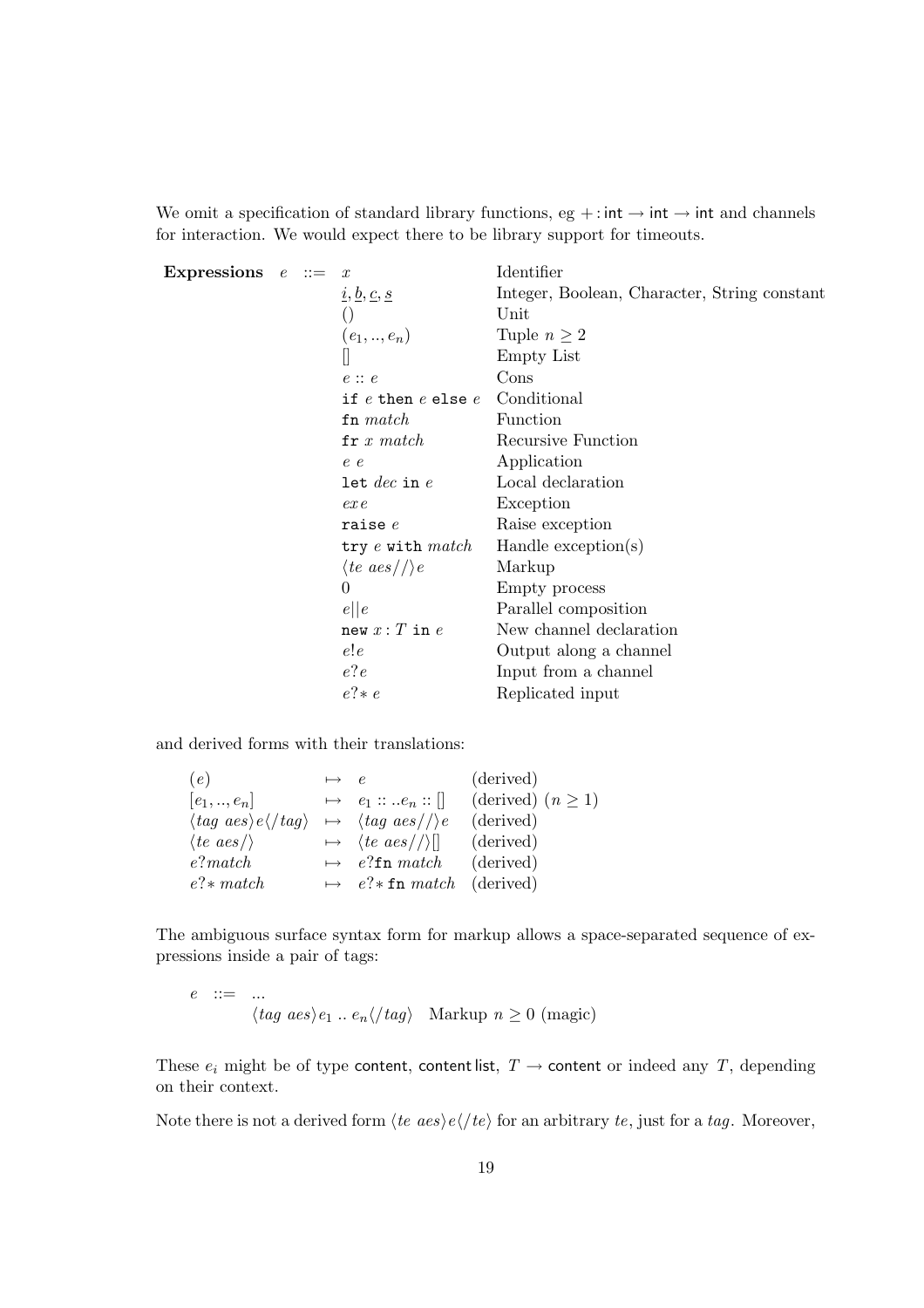We omit a specification of standard library functions, eg $+ : \mathsf{int} \to \mathsf{int} \to \mathsf{int}$ and channels for interaction. We would expect there to be library support for timeouts.

| **Expressions** $e$ ::= | | |
|---|---|---|
| | $x$ | Identifier |
| | $\underline{i}, \underline{b}, \underline{c}, \underline{s}$ | Integer, Boolean, Character, String constant |
| | $()$ | Unit |
| | $(e_1, .., e_n)$ | Tuple $n \geq 2$ |
| | $[]$ | Empty List |
| | $e :: e$ | Cons |
| | $\texttt{if } e \texttt{ then } e \texttt{ else } e$ | Conditional |
| | $\texttt{fn } match$ | Function |
| | $\texttt{fr } x \; match$ | Recursive Function |
| | $e \; e$ | Application |
| | $\texttt{let } dec \texttt{ in } e$ | Local declaration |
| | $exe$ | Exception |
| | $\texttt{raise } e$ | Raise exception |
| | $\texttt{try } e \texttt{ with } match$ | Handle exception(s) |
| | $\langle te \; aes//\rangle e$ | Markup |
| | $0$ | Empty process |
| | $e \| \| e$ | Parallel composition |
| | $\texttt{new } x : T \texttt{ in } e$ | New channel declaration |
| | $e!e$ | Output along a channel |
| | $e?e$ | Input from a channel |
| | $e?{*}\; e$ | Replicated input |

and derived forms with their translations:

| | | | |
|---|---|---|---|
| $(e)$ | $\mapsto$ | $e$ | (derived) |
| $[e_1, .., e_n]$ | $\mapsto$ | $e_1 :: .. e_n :: []$ | (derived) $(n \geq 1)$ |
| $\langle tag \; aes\rangle e \langle /tag\rangle$ | $\mapsto$ | $\langle tag \; aes//\rangle e$ | (derived) |
| $\langle te \; aes/\rangle$ | $\mapsto$ | $\langle te \; aes//\rangle []$ | (derived) |
| $e?match$ | $\mapsto$ | $e?\texttt{fn } match$ | (derived) |
| $e?{*}\; match$ | $\mapsto$ | $e?{*}\; \texttt{fn } match$ | (derived) |

The ambiguous surface syntax form for markup allows a space-separated sequence of expressions inside a pair of tags:

$$
\begin{array}{lll}
e & ::= & ... \\
 & & \langle tag \; aes\rangle e_1 \; .. \; e_n \langle /tag\rangle \quad \text{Markup } n \geq 0 \text{ (magic)}
\end{array}
$$

These $e_i$ might be of type content, content list, $T \to$ content or indeed any $T$, depending on their context.

Note there is not a derived form $\langle te \; aes\rangle e \langle /te\rangle$ for an arbitrary $te$, just for a $tag$. Moreover,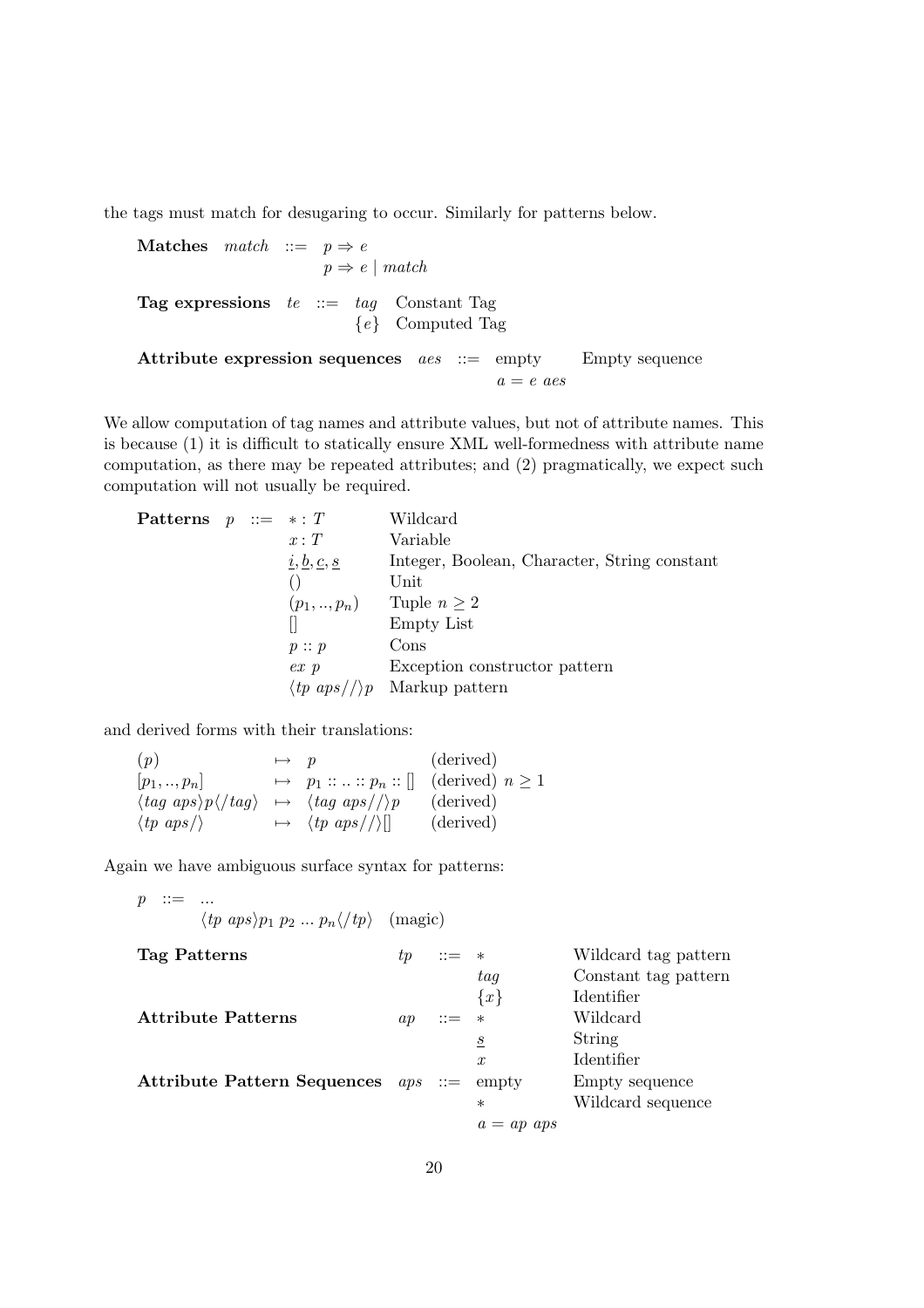the tags must match for desugaring to occur. Similarly for patterns below.

| | | | |
|---|---|---|---|
| **Matches** | $match$ | $::=$ | $p \Rightarrow e$ |
| | | | $p \Rightarrow e \mid match$ |

| | | | | |
|---|---|---|---|---|
| **Tag expressions** | $te$ | $::=$ | $tag$ | Constant Tag |
| | | | $\{e\}$ | Computed Tag |

| | | | | |
|---|---|---|---|---|
| **Attribute expression sequences** | $aes$ | $::=$ | empty | Empty sequence |
| | | | $a = e \ aes$ | |

We allow computation of tag names and attribute values, but not of attribute names. This is because (1) it is difficult to statically ensure XML well-formedness with attribute name computation, as there may be repeated attributes; and (2) pragmatically, we expect such computation will not usually be required.

| | | | | |
|---|---|---|---|---|
| **Patterns** | $p$ | $::=$ | $* : T$ | Wildcard |
| | | | $x : T$ | Variable |
| | | | $\underline{i}, \underline{b}, \underline{c}, \underline{s}$ | Integer, Boolean, Character, String constant |
| | | | $()$ | Unit |
| | | | $(p_1, .., p_n)$ | Tuple $n \geq 2$ |
| | | | $[]$ | Empty List |
| | | | $p :: p$ | Cons |
| | | | $ex \ p$ | Exception constructor pattern |
| | | | $\langle tp \ aps // \rangle p$ | Markup pattern |

and derived forms with their translations:

| | | | |
|---|---|---|---|
| $(p)$ | $\mapsto$ | $p$ | (derived) |
| $[p_1, .., p_n]$ | $\mapsto$ | $p_1 :: .. :: p_n :: []$ | (derived) $n \geq 1$ |
| $\langle tag \ aps \rangle p \langle / tag \rangle$ | $\mapsto$ | $\langle tag \ aps // \rangle p$ | (derived) |
| $\langle tp \ aps / \rangle$ | $\mapsto$ | $\langle tp \ aps // \rangle []$ | (derived) |

Again we have ambiguous surface syntax for patterns:

$$p \ ::= \ ...$$
$$\langle tp \ aps \rangle p_1 \ p_2 \ ... \ p_n \langle / tp \rangle \quad \text{(magic)}$$

| | | | | |
|---|---|---|---|---|
| **Tag Patterns** | $tp$ | $::=$ | $*$ | Wildcard tag pattern |
| | | | $tag$ | Constant tag pattern |
| | | | $\{x\}$ | Identifier |
| **Attribute Patterns** | $ap$ | $::=$ | $*$ | Wildcard |
| | | | $\underline{s}$ | String |
| | | | $x$ | Identifier |
| **Attribute Pattern Sequences** | $aps$ | $::=$ | empty | Empty sequence |
| | | | $*$ | Wildcard sequence |
| | | | $a = ap \ aps$ | |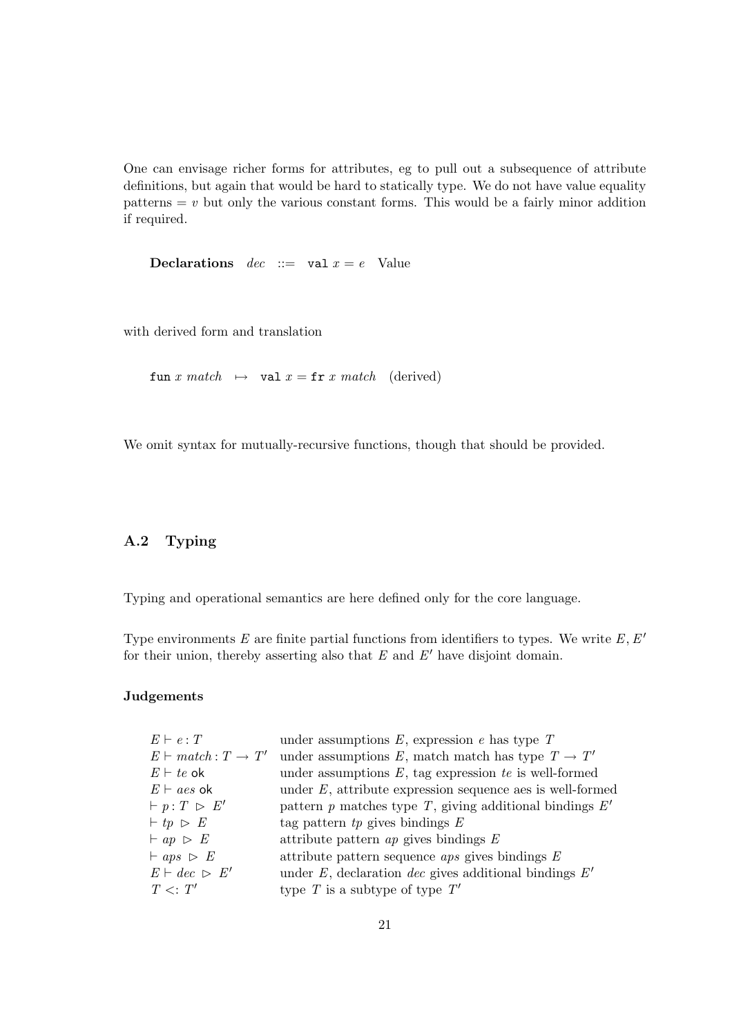One can envisage richer forms for attributes, eg to pull out a subsequence of attribute definitions, but again that would be hard to statically type. We do not have value equality patterns $= v$ but only the various constant forms. This would be a fairly minor addition if required.

**Declarations** $dec$ ::= $\texttt{val}\ x = e$ Value

with derived form and translation

$\texttt{fun}\ x\ match \ \mapsto\ \texttt{val}\ x = \texttt{fr}\ x\ match$ (derived)

We omit syntax for mutually-recursive functions, though that should be provided.

## A.2 Typing

Typing and operational semantics are here defined only for the core language.

Type environments $E$ are finite partial functions from identifiers to types. We write $E, E'$ for their union, thereby asserting also that $E$ and $E'$ have disjoint domain.

### Judgements

| | |
|---|---|
| $E \vdash e : T$ | under assumptions $E$, expression $e$ has type $T$ |
| $E \vdash match : T \rightarrow T'$ | under assumptions $E$, match match has type $T \rightarrow T'$ |
| $E \vdash te$ ok | under assumptions $E$, tag expression $te$ is well-formed |
| $E \vdash aes$ ok | under $E$, attribute expression sequence aes is well-formed |
| $\vdash p : T \ \triangleright\ E'$ | pattern $p$ matches type $T$, giving additional bindings $E'$ |
| $\vdash tp \ \triangleright\ E$ | tag pattern $tp$ gives bindings $E$ |
| $\vdash ap \ \triangleright\ E$ | attribute pattern $ap$ gives bindings $E$ |
| $\vdash aps \ \triangleright\ E$ | attribute pattern sequence $aps$ gives bindings $E$ |
| $E \vdash dec \ \triangleright\ E'$ | under $E$, declaration $dec$ gives additional bindings $E'$ |
| $T <: T'$ | type $T$ is a subtype of type $T'$ |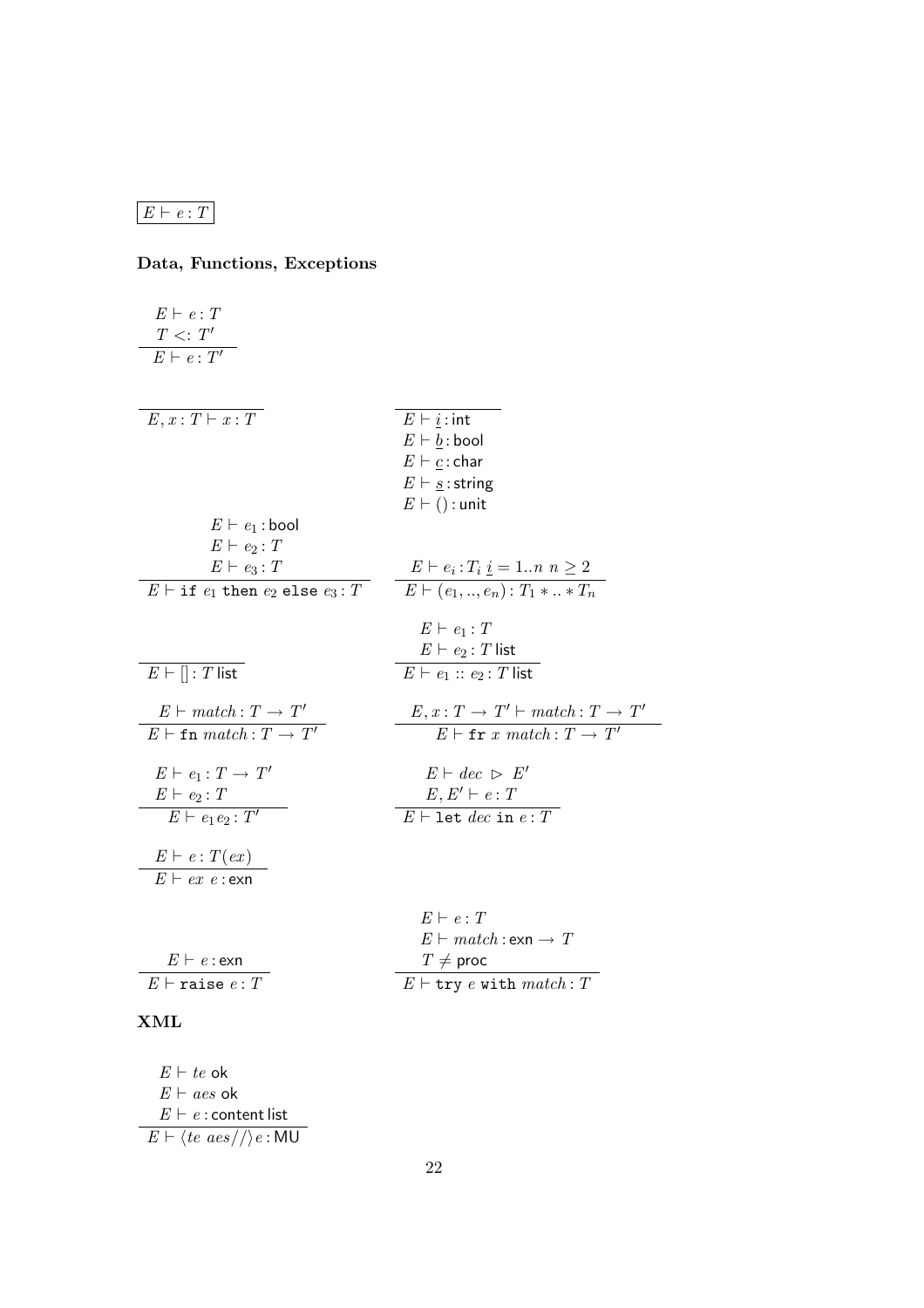$\boxed{E \vdash e : T}$

### Data, Functions, Exceptions

$$\frac{E \vdash e : T \quad T <: T'}{E \vdash e : T'}$$

$$\frac{}{E, x : T \vdash x : T}$$

$$\frac{}{\begin{array}{l} E \vdash \underline{i} : \mathsf{int} \\ E \vdash \underline{b} : \mathsf{bool} \\ E \vdash \underline{c} : \mathsf{char} \\ E \vdash \underline{s} : \mathsf{string} \\ E \vdash () : \mathsf{unit} \end{array}}$$

$$\frac{E \vdash e_1 : \mathsf{bool} \quad E \vdash e_2 : T \quad E \vdash e_3 : T}{E \vdash \texttt{if}\ e_1\ \texttt{then}\ e_2\ \texttt{else}\ e_3 : T}$$

$$\frac{E \vdash e_i : T_i\ \underline{i} = 1..n\ n \geq 2}{E \vdash (e_1, .., e_n) : T_1 * .. * T_n}$$

$$\frac{}{E \vdash [\,] : T\ \mathsf{list}}$$

$$\frac{E \vdash e_1 : T \quad E \vdash e_2 : T\ \mathsf{list}}{E \vdash e_1 :: e_2 : T\ \mathsf{list}}$$

$$\frac{E \vdash match : T \rightarrow T'}{E \vdash \texttt{fn}\ match : T \rightarrow T'}$$

$$\frac{E, x : T \rightarrow T' \vdash match : T \rightarrow T'}{E \vdash \texttt{fr}\ x\ match : T \rightarrow T'}$$

$$\frac{E \vdash e_1 : T \rightarrow T' \quad E \vdash e_2 : T}{E \vdash e_1 e_2 : T'}$$

$$\frac{E \vdash dec \ \rhd\ E' \quad E, E' \vdash e : T}{E \vdash \texttt{let}\ dec\ \texttt{in}\ e : T}$$

$$\frac{E \vdash e : T(ex)}{E \vdash ex\ e : \mathsf{exn}}$$

$$\frac{E \vdash e : \mathsf{exn}}{E \vdash \texttt{raise}\ e : T}$$

$$\frac{E \vdash e : T \quad E \vdash match : \mathsf{exn} \rightarrow T \quad T \neq \mathsf{proc}}{E \vdash \texttt{try}\ e\ \texttt{with}\ match : T}$$

### XML

$$\frac{E \vdash te\ \mathsf{ok} \quad E \vdash aes\ \mathsf{ok} \quad E \vdash e : \mathsf{content\ list}}{E \vdash \langle te\ aes//\rangle e : \mathsf{MU}}$$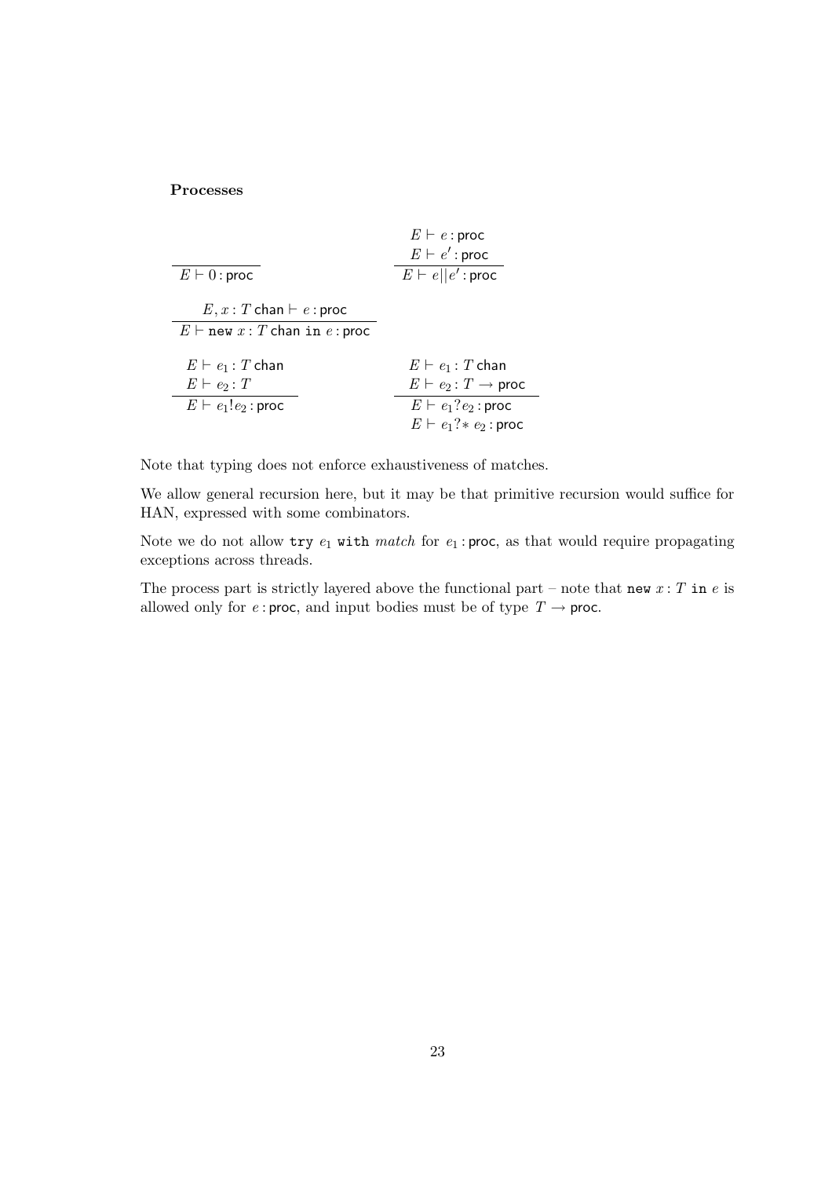**Processes**

$$\frac{}{E \vdash 0 : \mathsf{proc}} \qquad \frac{E \vdash e : \mathsf{proc} \quad E \vdash e' : \mathsf{proc}}{E \vdash e || e' : \mathsf{proc}}$$

$$\frac{E, x : T\ \mathsf{chan} \vdash e : \mathsf{proc}}{E \vdash \texttt{new}\ x : T\ \mathsf{chan}\ \texttt{in}\ e : \mathsf{proc}}$$

$$\frac{E \vdash e_1 : T\ \mathsf{chan} \quad E \vdash e_2 : T}{E \vdash e_1 ! e_2 : \mathsf{proc}} \qquad \frac{E \vdash e_1 : T\ \mathsf{chan} \quad E \vdash e_2 : T \rightarrow \mathsf{proc}}{\begin{array}{c} E \vdash e_1 ? e_2 : \mathsf{proc} \\ E \vdash e_1 ?{*}\ e_2 : \mathsf{proc} \end{array}}$$

Note that typing does not enforce exhaustiveness of matches.

We allow general recursion here, but it may be that primitive recursion would suffice for HAN, expressed with some combinators.

Note we do not allow `try` $e_1$ `with` *match* for $e_1 : \mathsf{proc}$, as that would require propagating exceptions across threads.

The process part is strictly layered above the functional part – note that `new` $x : T$ `in` $e$ is allowed only for $e : \mathsf{proc}$, and input bodies must be of type $T \rightarrow \mathsf{proc}$.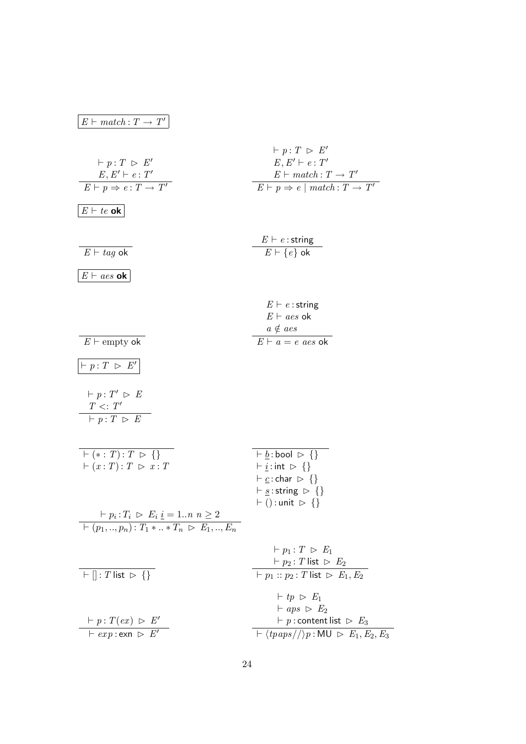$$\boxed{E \vdash match : T \rightarrow T'}$$

$$\frac{\vdash p : T \ \rhd \ E' \qquad E, E' \vdash e : T'}{E \vdash p \Rightarrow e : T \rightarrow T'}
\qquad
\frac{\vdash p : T \ \rhd \ E' \qquad E, E' \vdash e : T' \qquad E \vdash match : T \rightarrow T'}{E \vdash p \Rightarrow e \mid match : T \rightarrow T'}$$

$$\boxed{E \vdash te \ \textbf{ok}}$$

$$\frac{}{E \vdash tag \ \mathsf{ok}}
\qquad
\frac{E \vdash e : \mathsf{string}}{E \vdash \{e\} \ \mathsf{ok}}$$

$$\boxed{E \vdash aes \ \textbf{ok}}$$

$$\frac{}{E \vdash \mathrm{empty} \ \mathsf{ok}}
\qquad
\frac{E \vdash e : \mathsf{string} \qquad E \vdash aes \ \mathsf{ok} \qquad a \notin aes}{E \vdash a = e \ aes \ \mathsf{ok}}$$

$$\boxed{\vdash p : T \ \rhd \ E'}$$

$$\frac{\vdash p : T' \ \rhd \ E \qquad T <: T'}{\vdash p : T \ \rhd \ E}$$

$$\frac{}{\begin{array}{l}\vdash (* : T) : T \ \rhd \ \{\} \\ \vdash (x : T) : T \ \rhd \ x : T\end{array}}
\qquad
\frac{}{\begin{array}{l}\vdash \underline{b} : \mathsf{bool} \ \rhd \ \{\} \\ \vdash \underline{i} : \mathsf{int} \ \rhd \ \{\} \\ \vdash \underline{c} : \mathsf{char} \ \rhd \ \{\} \\ \vdash \underline{s} : \mathsf{string} \ \rhd \ \{\} \\ \vdash () : \mathsf{unit} \ \rhd \ \{\}\end{array}}$$

$$\frac{\vdash p_i : T_i \ \rhd \ E_i \ \underline{i} = 1..n \ n \geq 2}{\vdash (p_1, .., p_n) : T_1 * .. * T_n \ \rhd \ E_1, .., E_n}$$

$$\frac{}{\vdash [] : T \ \mathsf{list} \ \rhd \ \{\}}
\qquad
\frac{\vdash p_1 : T \ \rhd \ E_1 \qquad \vdash p_2 : T \ \mathsf{list} \ \rhd \ E_2}{\vdash p_1 :: p_2 : T \ \mathsf{list} \ \rhd \ E_1, E_2}$$

$$\frac{\vdash p : T(ex) \ \rhd \ E'}{\vdash exp : \mathsf{exn} \ \rhd \ E'}
\qquad
\frac{\vdash tp \ \rhd \ E_1 \qquad \vdash aps \ \rhd \ E_2 \qquad \vdash p : \mathsf{content \ list} \ \rhd \ E_3}{\vdash \langle tp\, aps // \rangle p : \mathsf{MU} \ \rhd \ E_1, E_2, E_3}$$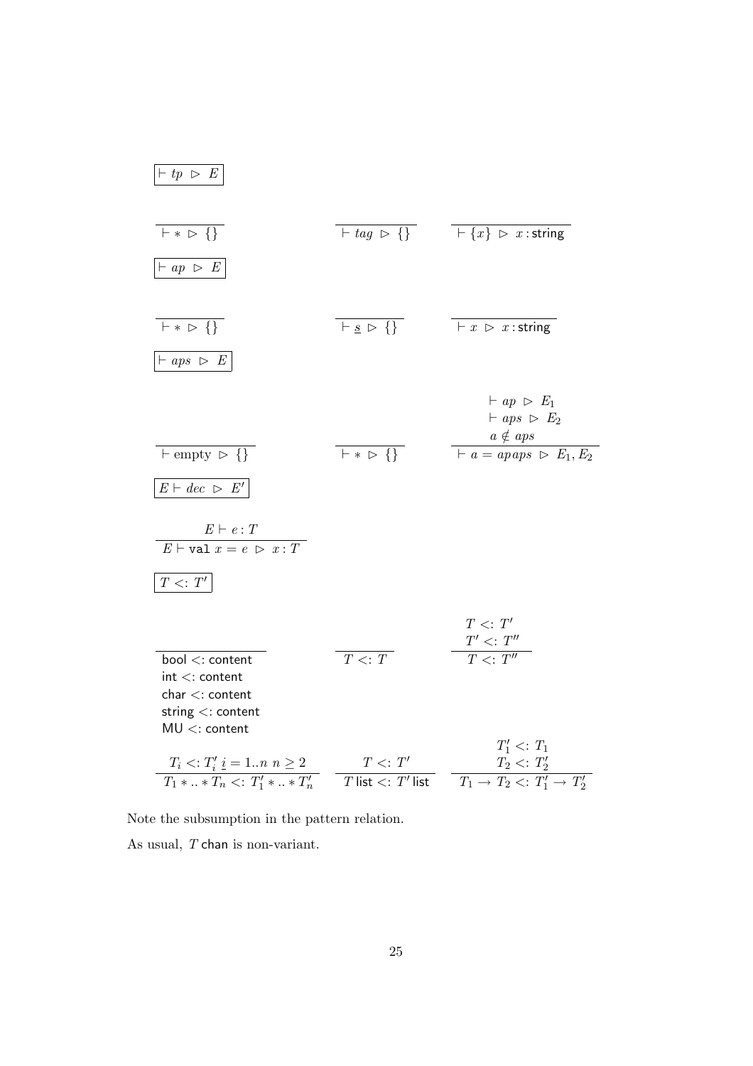$\boxed{\vdash tp \ \triangleright \ E}$

$$\frac{}{\vdash * \ \triangleright \ \{\}} \qquad \frac{}{\vdash tag \ \triangleright \ \{\}} \qquad \frac{}{\vdash \{x\} \ \triangleright \ x : \mathsf{string}}$$

$\boxed{\vdash ap \ \triangleright \ E}$

$$\frac{}{\vdash * \ \triangleright \ \{\}} \qquad \frac{}{\vdash \underline{s} \ \triangleright \ \{\}} \qquad \frac{}{\vdash x \ \triangleright \ x : \mathsf{string}}$$

$\boxed{\vdash aps \ \triangleright \ E}$

$$\frac{}{\vdash \text{empty} \ \triangleright \ \{\}} \qquad \frac{}{\vdash * \ \triangleright \ \{\}} \qquad \frac{\vdash ap \ \triangleright \ E_1 \quad \vdash aps \ \triangleright \ E_2 \quad a \notin aps}{\vdash a = ap\, aps \ \triangleright \ E_1, E_2}$$

$\boxed{E \vdash dec \ \triangleright \ E'}$

$$\frac{E \vdash e : T}{E \vdash \texttt{val}\ x = e \ \triangleright \ x : T}$$

$\boxed{T <: T'}$

$$\frac{}{\begin{array}{l}\mathsf{bool} <: \mathsf{content} \\ \mathsf{int} <: \mathsf{content} \\ \mathsf{char} <: \mathsf{content} \\ \mathsf{string} <: \mathsf{content} \\ \mathsf{MU} <: \mathsf{content}\end{array}} \qquad \frac{}{T <: T} \qquad \frac{T <: T' \quad T' <: T''}{T <: T''}$$

$$\frac{T_i <: T_i' \ \underline{i} = 1..n \ n \geq 2}{T_1 * .. * T_n <: T_1' * .. * T_n'} \qquad \frac{T <: T'}{T\ \mathsf{list} <: T'\ \mathsf{list}} \qquad \frac{T_1' <: T_1 \quad T_2 <: T_2'}{T_1 \to T_2 <: T_1' \to T_2'}$$

Note the subsumption in the pattern relation.

As usual, $T\ \mathsf{chan}$ is non-variant.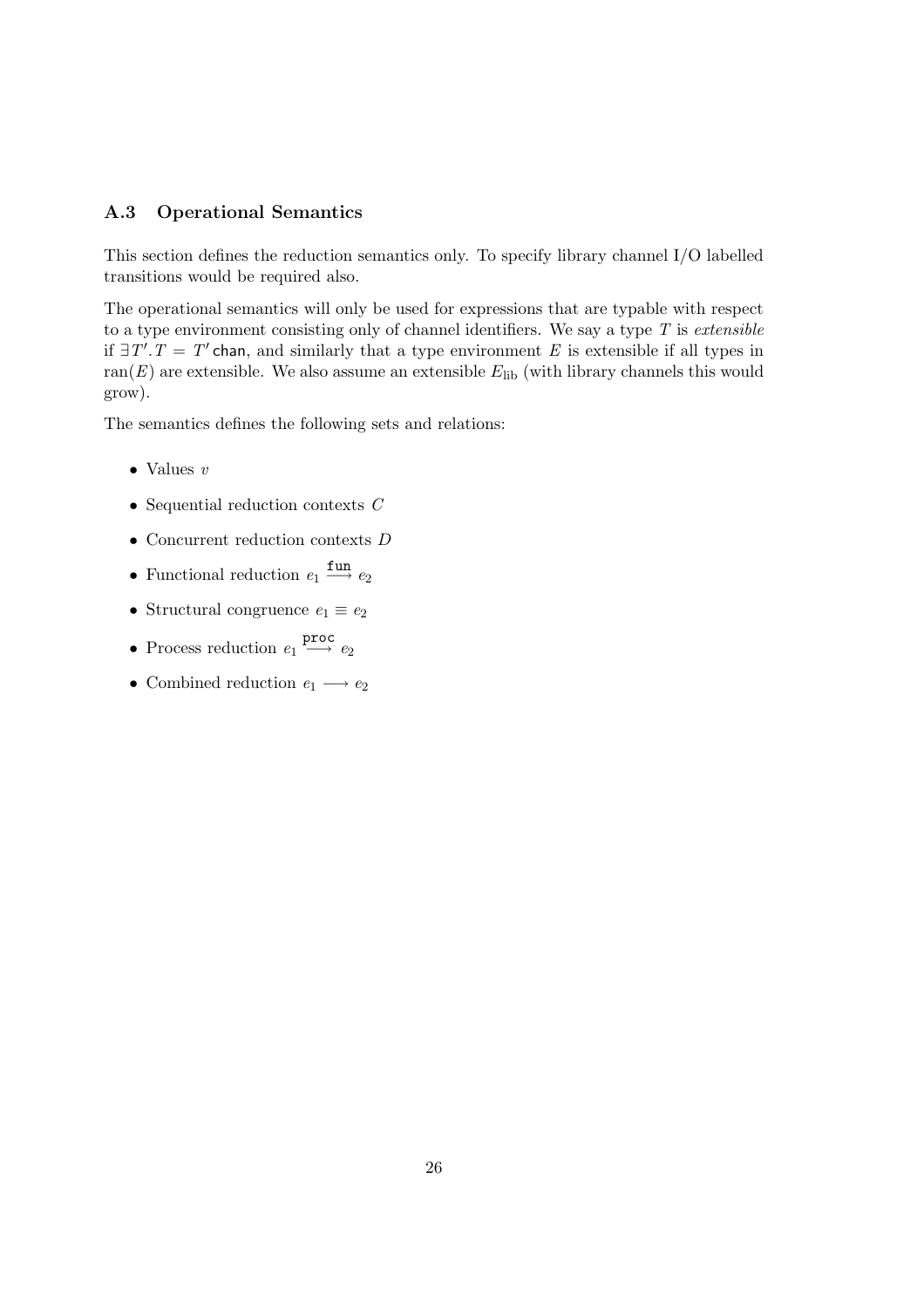### A.3 Operational Semantics

This section defines the reduction semantics only. To specify library channel I/O labelled transitions would be required also.

The operational semantics will only be used for expressions that are typable with respect to a type environment consisting only of channel identifiers. We say a type $T$ is *extensible* if $\exists T'. T = T'\,\mathsf{chan}$, and similarly that a type environment $E$ is extensible if all types in $\mathrm{ran}(E)$ are extensible. We also assume an extensible $E_{\mathrm{lib}}$ (with library channels this would grow).

The semantics defines the following sets and relations:

- Values $v$
- Sequential reduction contexts $C$
- Concurrent reduction contexts $D$
- Functional reduction $e_1 \xrightarrow{\texttt{fun}} e_2$
- Structural congruence $e_1 \equiv e_2$
- Process reduction $e_1 \xrightarrow{\texttt{proc}} e_2$
- Combined reduction $e_1 \longrightarrow e_2$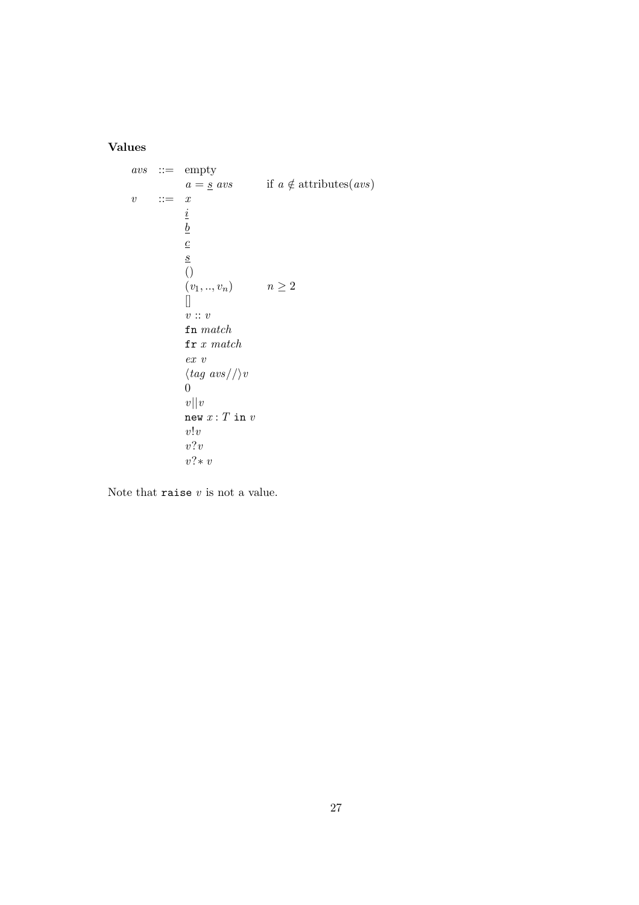**Values**

$$
\begin{array}{lcll}
avs & ::= & \text{empty} & \\
 & & a = \underline{s}\ avs & \text{if } a \notin \text{attributes}(avs) \\
v & ::= & x & \\
 & & \underline{i} & \\
 & & \underline{b} & \\
 & & \underline{c} & \\
 & & \underline{s} & \\
 & & () & \\
 & & (v_1, .., v_n) & n \geq 2 \\
 & & [] & \\
 & & v :: v & \\
 & & \texttt{fn}\ match & \\
 & & \texttt{fr}\ x\ match & \\
 & & ex\ v & \\
 & & \langle tag\ avs// \rangle v & \\
 & & 0 & \\
 & & v || v & \\
 & & \texttt{new}\ x : T\ \texttt{in}\ v & \\
 & & v!v & \\
 & & v?v & \\
 & & v?{*}\ v &
\end{array}
$$

Note that `raise` $v$ is not a value.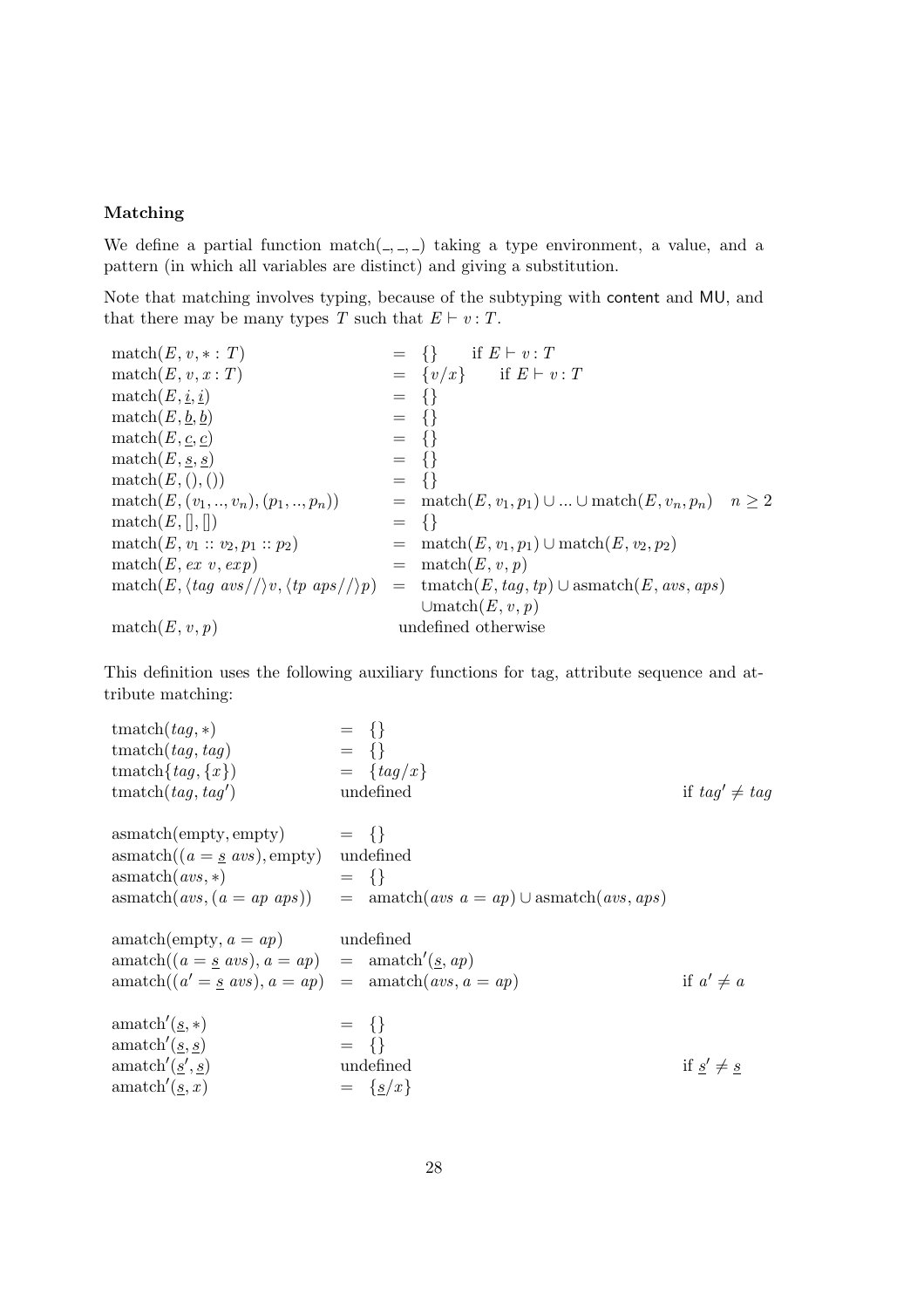**Matching**

We define a partial function match(\_, \_, \_) taking a type environment, a value, and a pattern (in which all variables are distinct) and giving a substitution.

Note that matching involves typing, because of the subtyping with content and MU, and that there may be many types $T$ such that $E \vdash v : T$.

$$
\begin{array}{lcl}
\mathrm{match}(E, v, * : T) & = & \{\} \quad \text{if } E \vdash v : T \\
\mathrm{match}(E, v, x : T) & = & \{v/x\} \quad \text{if } E \vdash v : T \\
\mathrm{match}(E, \underline{i}, \underline{i}) & = & \{\} \\
\mathrm{match}(E, \underline{b}, \underline{b}) & = & \{\} \\
\mathrm{match}(E, \underline{c}, \underline{c}) & = & \{\} \\
\mathrm{match}(E, \underline{s}, \underline{s}) & = & \{\} \\
\mathrm{match}(E, (), ()) & = & \{\} \\
\mathrm{match}(E, (v_1, .., v_n), (p_1, .., p_n)) & = & \mathrm{match}(E, v_1, p_1) \cup ... \cup \mathrm{match}(E, v_n, p_n) \quad n \geq 2 \\
\mathrm{match}(E, [], []) & = & \{\} \\
\mathrm{match}(E, v_1 :: v_2, p_1 :: p_2) & = & \mathrm{match}(E, v_1, p_1) \cup \mathrm{match}(E, v_2, p_2) \\
\mathrm{match}(E, ex\ v, exp) & = & \mathrm{match}(E, v, p) \\
\mathrm{match}(E, \langle tag\ avs//\rangle v, \langle tp\ aps//\rangle p) & = & \mathrm{tmatch}(E, tag, tp) \cup \mathrm{asmatch}(E, avs, aps) \\
 & & \cup \mathrm{match}(E, v, p) \\
\mathrm{match}(E, v, p) & & \text{undefined otherwise}
\end{array}
$$

This definition uses the following auxiliary functions for tag, attribute sequence and attribute matching:

$$
\begin{array}{lcll}
\mathrm{tmatch}(tag, *) & = & \{\} & \\
\mathrm{tmatch}(tag, tag) & = & \{\} & \\
\mathrm{tmatch}\{tag, \{x\}) & = & \{tag/x\} & \\
\mathrm{tmatch}(tag, tag') & & \text{undefined} & \text{if } tag' \neq tag \\
 & & & \\
\mathrm{asmatch}(\mathrm{empty}, \mathrm{empty}) & = & \{\} & \\
\mathrm{asmatch}((a = \underline{s}\ avs), \mathrm{empty}) & & \text{undefined} & \\
\mathrm{asmatch}(avs, *) & = & \{\} & \\
\mathrm{asmatch}(avs, (a = ap\ aps)) & = & \mathrm{amatch}(avs\ a = ap) \cup \mathrm{asmatch}(avs, aps) & \\
 & & & \\
\mathrm{amatch}(\mathrm{empty}, a = ap) & & \text{undefined} & \\
\mathrm{amatch}((a = \underline{s}\ avs), a = ap) & = & \mathrm{amatch}'(\underline{s}, ap) & \\
\mathrm{amatch}((a' = \underline{s}\ avs), a = ap) & = & \mathrm{amatch}(avs, a = ap) & \text{if } a' \neq a \\
 & & & \\
\mathrm{amatch}'(\underline{s}, *) & = & \{\} & \\
\mathrm{amatch}'(\underline{s}, \underline{s}) & = & \{\} & \\
\mathrm{amatch}'(\underline{s}', \underline{s}) & & \text{undefined} & \text{if } \underline{s}' \neq \underline{s} \\
\mathrm{amatch}'(\underline{s}, x) & = & \{\underline{s}/x\} &
\end{array}
$$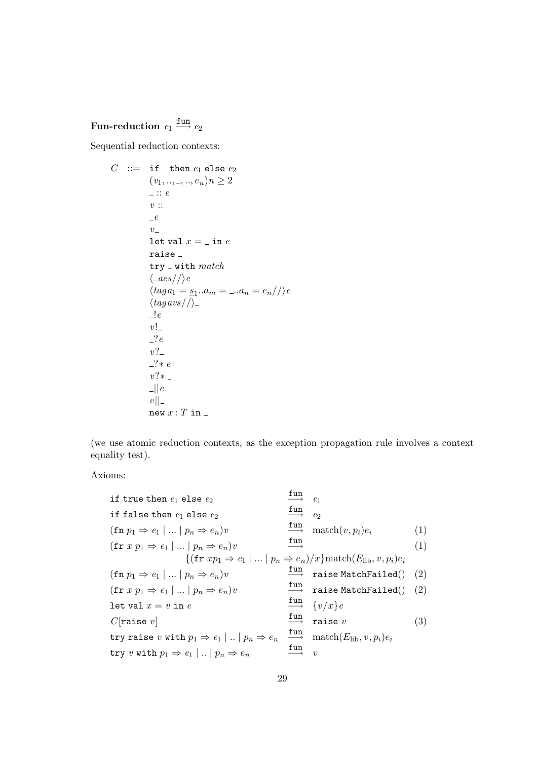**Fun-reduction** $e_1 \xrightarrow{\texttt{fun}} e_2$

Sequential reduction contexts:

$$
\begin{array}{rcl}
C & ::= & \texttt{if}\ \_\ \texttt{then}\ e_1\ \texttt{else}\ e_2 \\
 & & (v_1, .., \_, .., e_n) n \geq 2 \\
 & & \_ :: e \\
 & & v :: \_ \\
 & & \_ e \\
 & & v \_ \\
 & & \texttt{let val}\ x = \_\ \texttt{in}\ e \\
 & & \texttt{raise}\ \_ \\
 & & \texttt{try}\ \_\ \texttt{with}\ match \\
 & & \langle \_ aes // \rangle e \\
 & & \langle tag\, a_1 = \underline{s}_1 .. a_m = \_ .. a_n = e_n // \rangle e \\
 & & \langle tag\, avs // \rangle \_ \\
 & & \_ ! e \\
 & & v ! \_ \\
 & & \_ ? e \\
 & & v ? \_ \\
 & & \_ ?*\ e \\
 & & v ?*\ \_ \\
 & & \_ || e \\
 & & e || \_ \\
 & & \texttt{new}\ x : T\ \texttt{in}\ \_
\end{array}
$$

(we use atomic reduction contexts, as the exception propagation rule involves a context equality test).

Axioms:

$$
\begin{array}{lcll}
\texttt{if true then}\ e_1\ \texttt{else}\ e_2 & \xrightarrow{\texttt{fun}} & e_1 & \\
\texttt{if false then}\ e_1\ \texttt{else}\ e_2 & \xrightarrow{\texttt{fun}} & e_2 & \\
(\texttt{fn}\ p_1 \Rightarrow e_1 \mid ... \mid p_n \Rightarrow e_n) v & \xrightarrow{\texttt{fun}} & \mathrm{match}(v, p_i) e_i & (1) \\
(\texttt{fr}\ x\ p_1 \Rightarrow e_1 \mid ... \mid p_n \Rightarrow e_n) v & \xrightarrow{\texttt{fun}} & & (1) \\
 & \multicolumn{2}{l}{\{(\texttt{fr}\ x p_1 \Rightarrow e_1 \mid ... \mid p_n \Rightarrow e_n)/x\} \mathrm{match}(E_{\mathrm{lib}}, v, p_i) e_i} & \\
(\texttt{fn}\ p_1 \Rightarrow e_1 \mid ... \mid p_n \Rightarrow e_n) v & \xrightarrow{\texttt{fun}} & \texttt{raise MatchFailed()} & (2) \\
(\texttt{fr}\ x\ p_1 \Rightarrow e_1 \mid ... \mid p_n \Rightarrow e_n) v & \xrightarrow{\texttt{fun}} & \texttt{raise MatchFailed()} & (2) \\
\texttt{let val}\ x = v\ \texttt{in}\ e & \xrightarrow{\texttt{fun}} & \{v/x\} e & \\
C[\texttt{raise}\ v] & \xrightarrow{\texttt{fun}} & \texttt{raise}\ v & (3) \\
\texttt{try raise}\ v\ \texttt{with}\ p_1 \Rightarrow e_1 \mid .. \mid p_n \Rightarrow e_n & \xrightarrow{\texttt{fun}} & \mathrm{match}(E_{\mathrm{lib}}, v, p_i) e_i & \\
\texttt{try}\ v\ \texttt{with}\ p_1 \Rightarrow e_1 \mid .. \mid p_n \Rightarrow e_n & \xrightarrow{\texttt{fun}} & v &
\end{array}
$$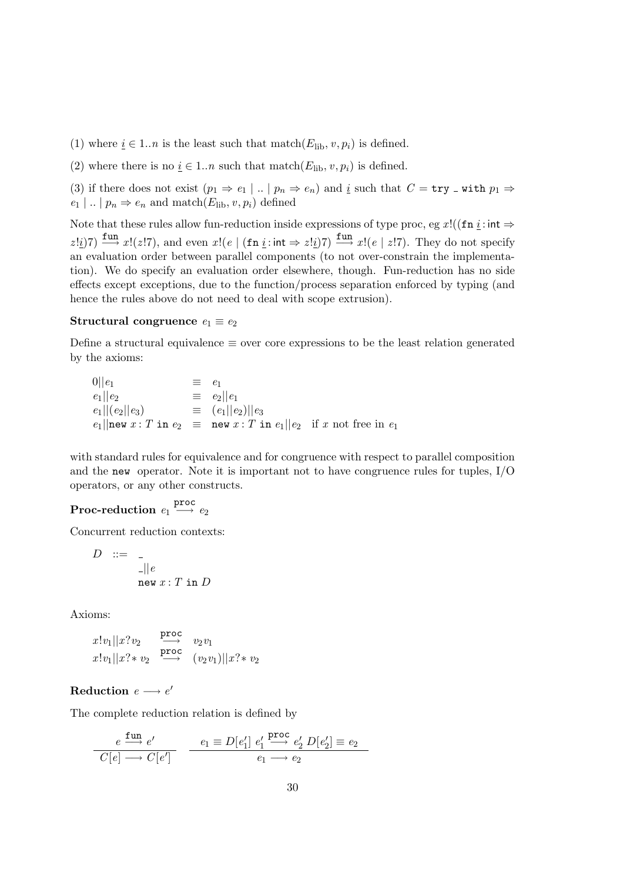(1) where $\underline{i} \in 1..n$ is the least such that $\text{match}(E_{\text{lib}}, v, p_i)$ is defined.

(2) where there is no $\underline{i} \in 1..n$ such that $\text{match}(E_{\text{lib}}, v, p_i)$ is defined.

(3) if there does not exist $(p_1 \Rightarrow e_1 \mid .. \mid p_n \Rightarrow e_n)$ and $\underline{i}$ such that $C = \texttt{try \_ with } p_1 \Rightarrow e_1 \mid .. \mid p_n \Rightarrow e_n$ and $\text{match}(E_{\text{lib}}, v, p_i)$ defined

Note that these rules allow fun-reduction inside expressions of type proc, eg $x!((\texttt{fn } \underline{i} : \mathsf{int} \Rightarrow z!\underline{i})7) \xrightarrow{\texttt{fun}} x!(z!7)$, and even $x!(e \mid (\texttt{fn } \underline{i} : \mathsf{int} \Rightarrow z!\underline{i})7) \xrightarrow{\texttt{fun}} x!(e \mid z!7)$. They do not specify an evaluation order between parallel components (to not over-constrain the implementation). We do specify an evaluation order elsewhere, though. Fun-reduction has no side effects except exceptions, due to the function/process separation enforced by typing (and hence the rules above do not need to deal with scope extrusion).

### Structural congruence $e_1 \equiv e_2$

Define a structural equivalence $\equiv$ over core expressions to be the least relation generated by the axioms:

$$
\begin{array}{lll}
0 || e_1 & \equiv & e_1 \\
e_1 || e_2 & \equiv & e_2 || e_1 \\
e_1 || (e_2 || e_3) & \equiv & (e_1 || e_2) || e_3 \\
e_1 || \texttt{new } x : T \texttt{ in } e_2 & \equiv & \texttt{new } x : T \texttt{ in } e_1 || e_2 \quad \text{if } x \text{ not free in } e_1
\end{array}
$$

with standard rules for equivalence and for congruence with respect to parallel composition and the `new` operator. Note it is important not to have congruence rules for tuples, I/O operators, or any other constructs.

### Proc-reduction $e_1 \xrightarrow{\texttt{proc}} e_2$

Concurrent reduction contexts:

$$
\begin{array}{lll}
D & ::= & \_ \\
 & & \_ || e \\
 & & \texttt{new } x : T \texttt{ in } D
\end{array}
$$

Axioms:

$$
\begin{array}{lll}
x!v_1 || x?v_2 & \xrightarrow{\texttt{proc}} & v_2 v_1 \\
x!v_1 || x?{*}\, v_2 & \xrightarrow{\texttt{proc}} & (v_2 v_1) || x?{*}\, v_2
\end{array}
$$

### Reduction $e \longrightarrow e'$

The complete reduction relation is defined by

$$
\frac{e \xrightarrow{\texttt{fun}} e'}{C[e] \longrightarrow C[e']} \qquad \frac{e_1 \equiv D[e_1'] \;\; e_1' \xrightarrow{\texttt{proc}} e_2' \;\; D[e_2'] \equiv e_2}{e_1 \longrightarrow e_2}
$$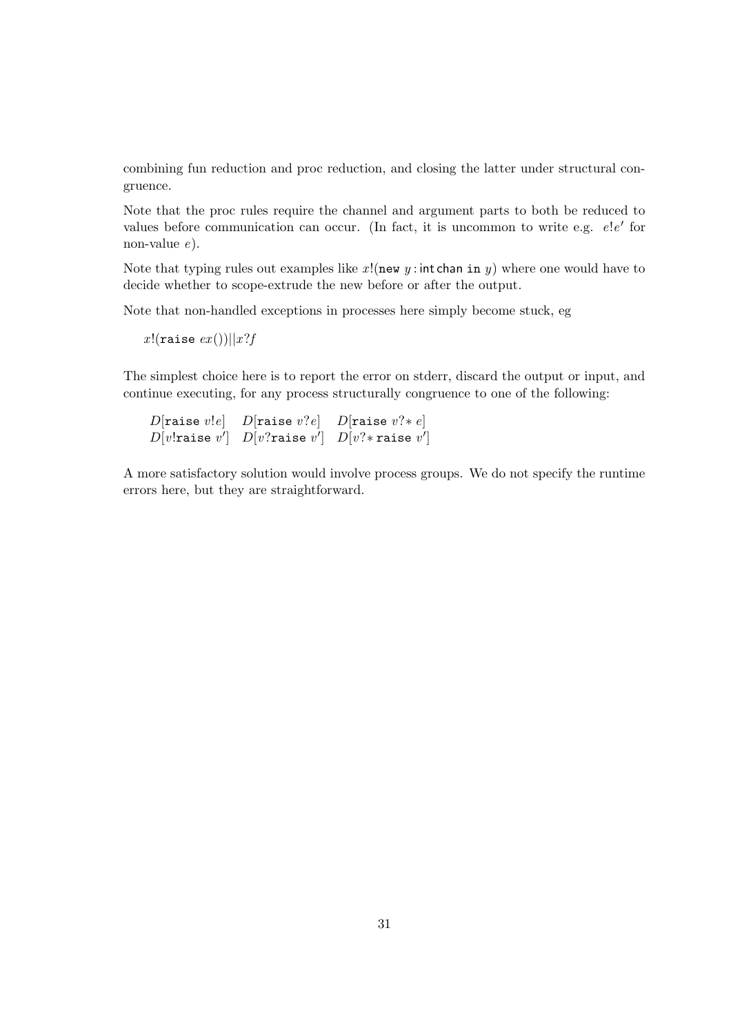combining fun reduction and proc reduction, and closing the latter under structural congruence.

Note that the proc rules require the channel and argument parts to both be reduced to values before communication can occur. (In fact, it is uncommon to write e.g. $e!e'$ for non-value $e$).

Note that typing rules out examples like $x!(\texttt{new}\ y : \mathsf{int\,chan}\ \texttt{in}\ y)$ where one would have to decide whether to scope-extrude the new before or after the output.

Note that non-handled exceptions in processes here simply become stuck, eg

$$x!(\texttt{raise}\ ex())||x?f$$

The simplest choice here is to report the error on stderr, discard the output or input, and continue executing, for any process structurally congruence to one of the following:

$$\begin{array}{lll} D[\texttt{raise}\ v!e] & D[\texttt{raise}\ v?e] & D[\texttt{raise}\ v?*\ e] \\ D[v!\texttt{raise}\ v'] & D[v?\texttt{raise}\ v'] & D[v?*\ \texttt{raise}\ v'] \end{array}$$

A more satisfactory solution would involve process groups. We do not specify the runtime errors here, but they are straightforward.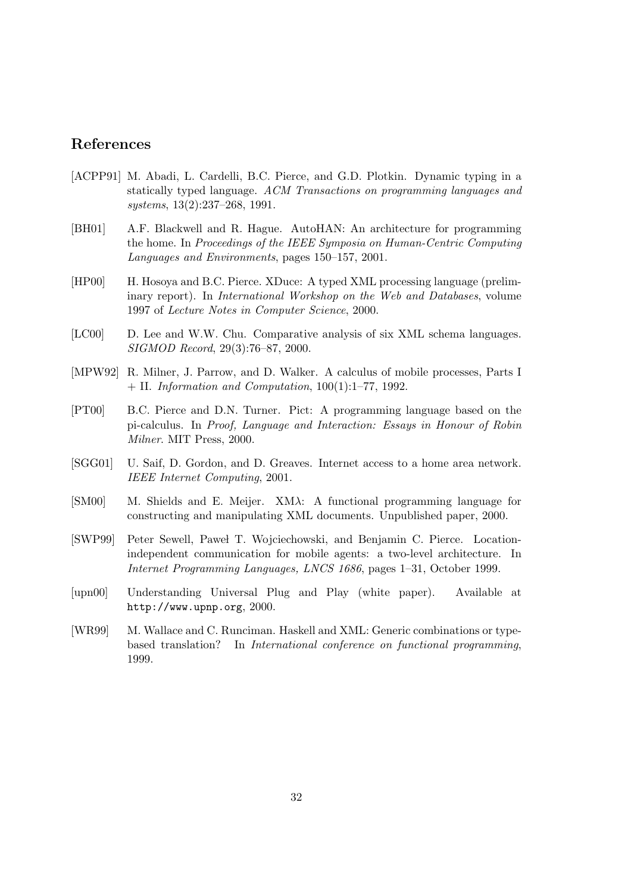## References

[ACPP91] M. Abadi, L. Cardelli, B.C. Pierce, and G.D. Plotkin. Dynamic typing in a statically typed language. *ACM Transactions on programming languages and systems*, 13(2):237–268, 1991.

[BH01] A.F. Blackwell and R. Hague. AutoHAN: An architecture for programming the home. In *Proceedings of the IEEE Symposia on Human-Centric Computing Languages and Environments*, pages 150–157, 2001.

[HP00] H. Hosoya and B.C. Pierce. XDuce: A typed XML processing language (preliminary report). In *International Workshop on the Web and Databases*, volume 1997 of *Lecture Notes in Computer Science*, 2000.

[LC00] D. Lee and W.W. Chu. Comparative analysis of six XML schema languages. *SIGMOD Record*, 29(3):76–87, 2000.

[MPW92] R. Milner, J. Parrow, and D. Walker. A calculus of mobile processes, Parts I + II. *Information and Computation*, 100(1):1–77, 1992.

[PT00] B.C. Pierce and D.N. Turner. Pict: A programming language based on the pi-calculus. In *Proof, Language and Interaction: Essays in Honour of Robin Milner*. MIT Press, 2000.

[SGG01] U. Saif, D. Gordon, and D. Greaves. Internet access to a home area network. *IEEE Internet Computing*, 2001.

[SM00] M. Shields and E. Meijer. XM$\lambda$: A functional programming language for constructing and manipulating XML documents. Unpublished paper, 2000.

[SWP99] Peter Sewell, Paweł T. Wojciechowski, and Benjamin C. Pierce. Location-independent communication for mobile agents: a two-level architecture. In *Internet Programming Languages, LNCS 1686*, pages 1–31, October 1999.

[upn00] Understanding Universal Plug and Play (white paper). Available at `http://www.upnp.org`, 2000.

[WR99] M. Wallace and C. Runciman. Haskell and XML: Generic combinations or type-based translation? In *International conference on functional programming*, 1999.